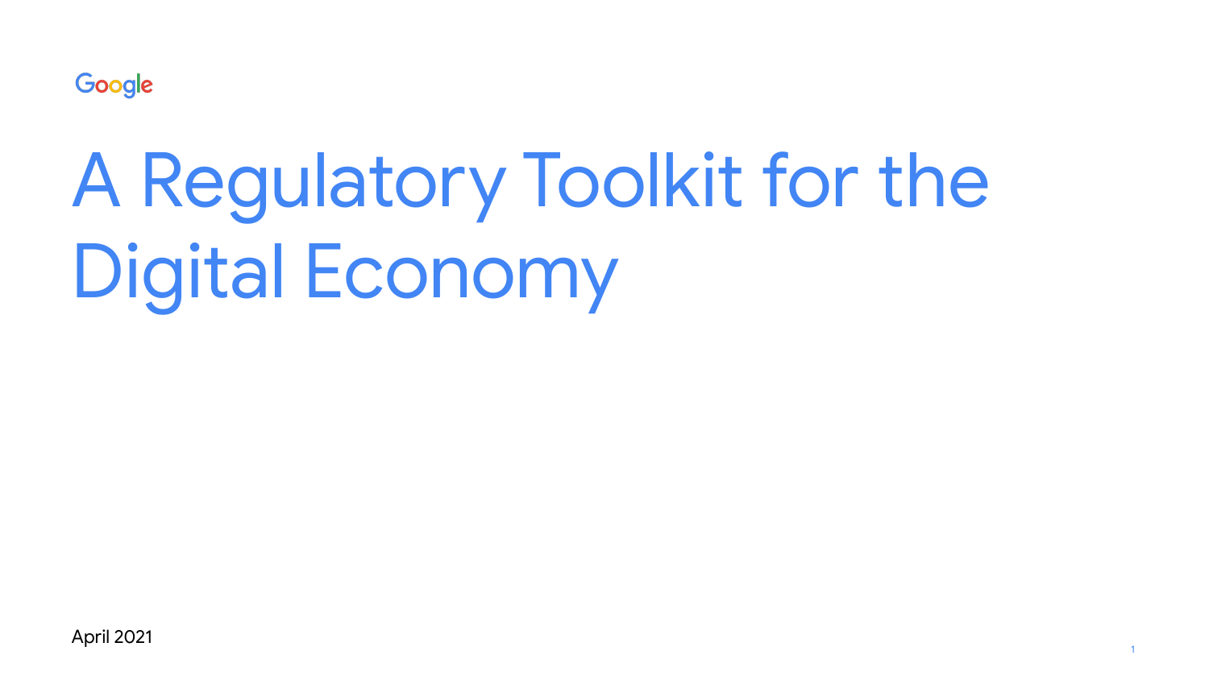Google

# A Regulatory Toolkit for the Digital Economy

April 2021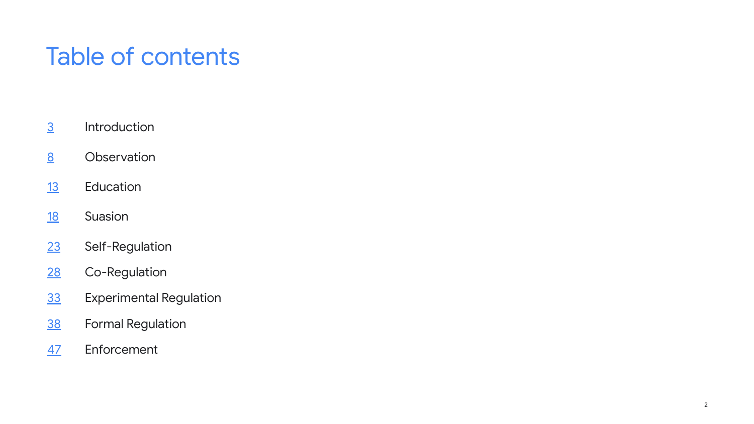# Table of contents

| | |
|---|---|
| 3 | Introduction |
| 8 | Observation |
| 13 | Education |
| 18 | Suasion |
| 23 | Self-Regulation |
| 28 | Co-Regulation |
| 33 | Experimental Regulation |
| 38 | Formal Regulation |
| 47 | Enforcement |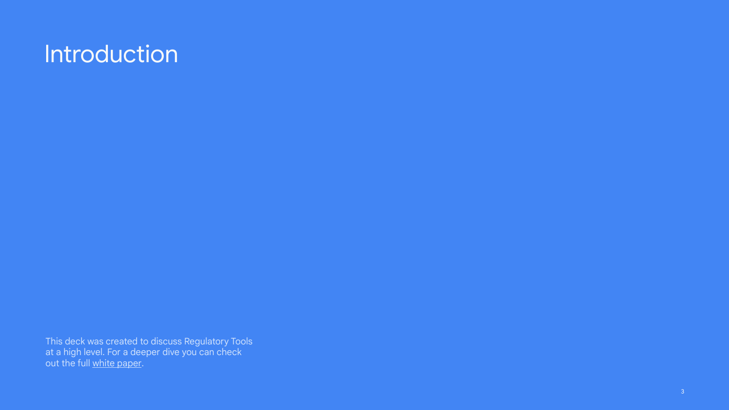# Introduction

This deck was created to discuss Regulatory Tools at a high level. For a deeper dive you can check out the full white paper.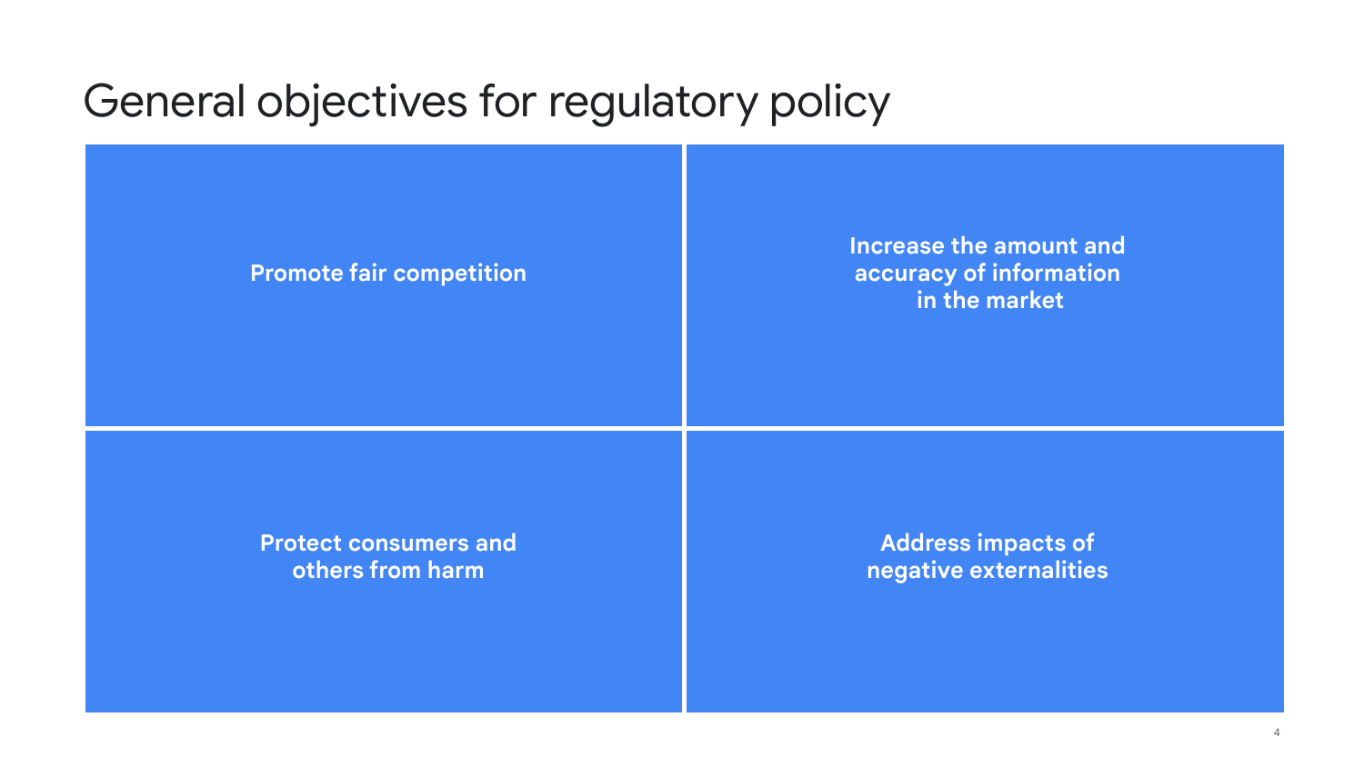# General objectives for regulatory policy

- **Promote fair competition**
- **Increase the amount and accuracy of information in the market**
- **Protect consumers and others from harm**
- **Address impacts of negative externalities**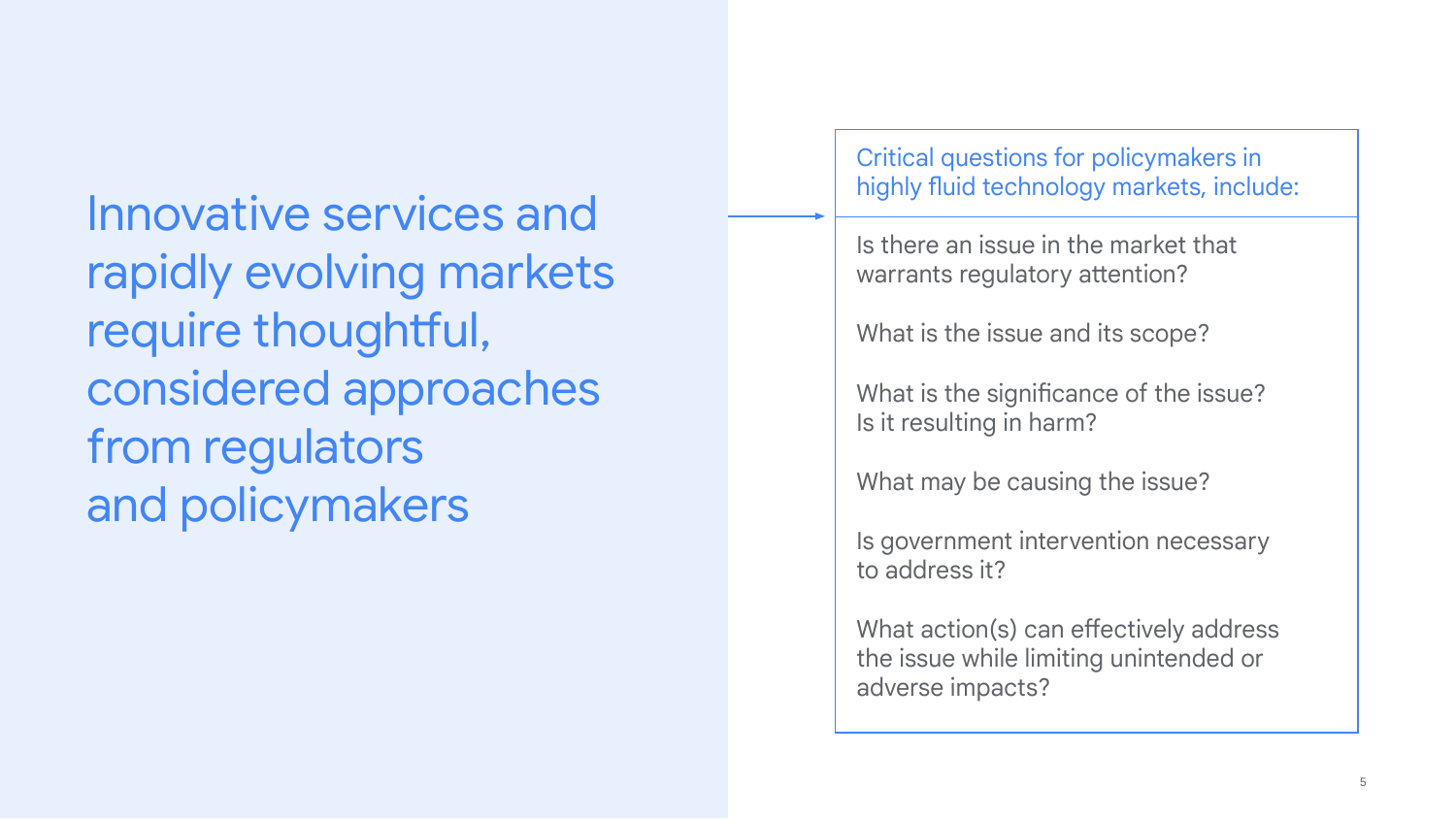# Innovative services and rapidly evolving markets require thoughtful, considered approaches from regulators and policymakers

**Critical questions for policymakers in highly fluid technology markets, include:**

- Is there an issue in the market that warrants regulatory attention?
- What is the issue and its scope?
- What is the significance of the issue? Is it resulting in harm?
- What may be causing the issue?
- Is government intervention necessary to address it?
- What action(s) can effectively address the issue while limiting unintended or adverse impacts?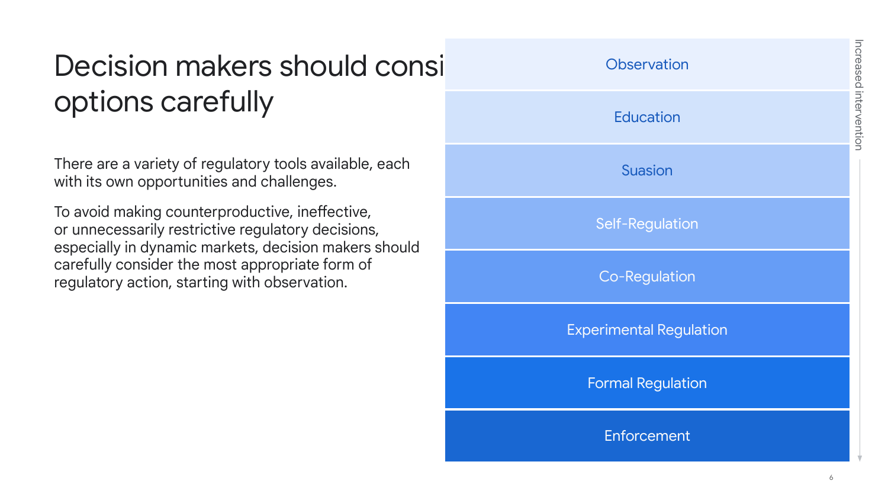# Decision makers should consider options carefully

There are a variety of regulatory tools available, each with its own opportunities and challenges.

To avoid making counterproductive, ineffective, or unnecessarily restrictive regulatory decisions, especially in dynamic markets, decision makers should carefully consider the most appropriate form of regulatory action, starting with observation.

- Observation
- Education
- Suasion
- Self-Regulation
- Co-Regulation
- Experimental Regulation
- Formal Regulation
- Enforcement

Increased intervention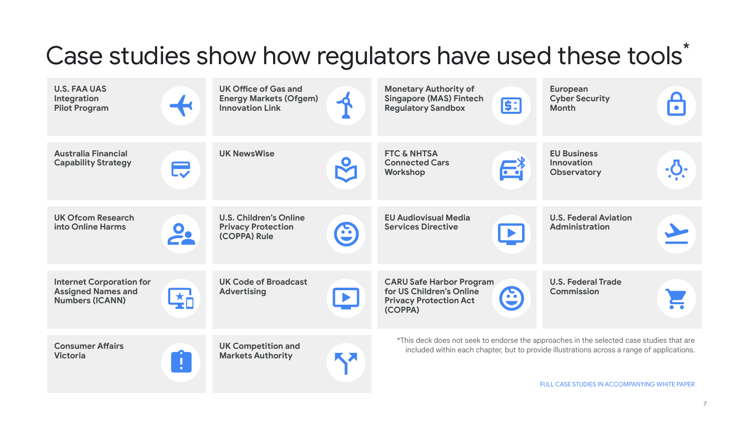# Case studies show how regulators have used these tools*

- U.S. FAA UAS Integration Pilot Program
- UK Office of Gas and Energy Markets (Ofgem) Innovation Link
- Monetary Authority of Singapore (MAS) Fintech Regulatory Sandbox
- European Cyber Security Month
- Australia Financial Capability Strategy
- UK NewsWise
- FTC & NHTSA Connected Cars Workshop
- EU Business Innovation Observatory
- UK Ofcom Research into Online Harms
- U.S. Children's Online Privacy Protection (COPPA) Rule
- EU Audiovisual Media Services Directive
- U.S. Federal Aviation Administration
- Internet Corporation for Assigned Names and Numbers (ICANN)
- UK Code of Broadcast Advertising
- CARU Safe Harbor Program for US Children's Online Privacy Protection Act (COPPA)
- U.S. Federal Trade Commission
- Consumer Affairs Victoria
- UK Competition and Markets Authority

*This deck does not seek to endorse the approaches in the selected case studies that are included within each chapter, but to provide illustrations across a range of applications.

FULL CASE STUDIES IN ACCOMPANYING WHITE PAPER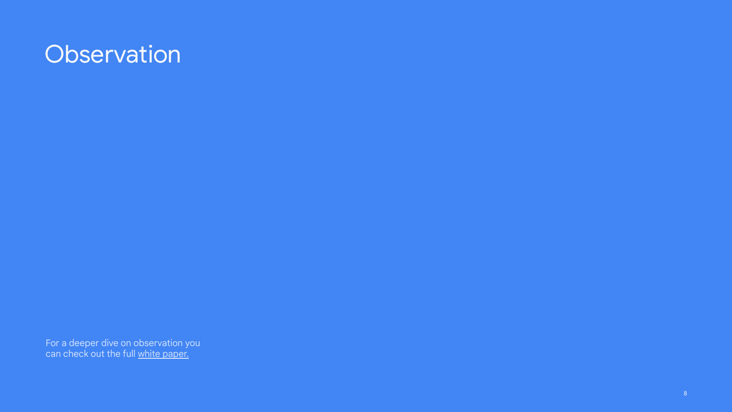# Observation

For a deeper dive on observation you can check out the full white paper.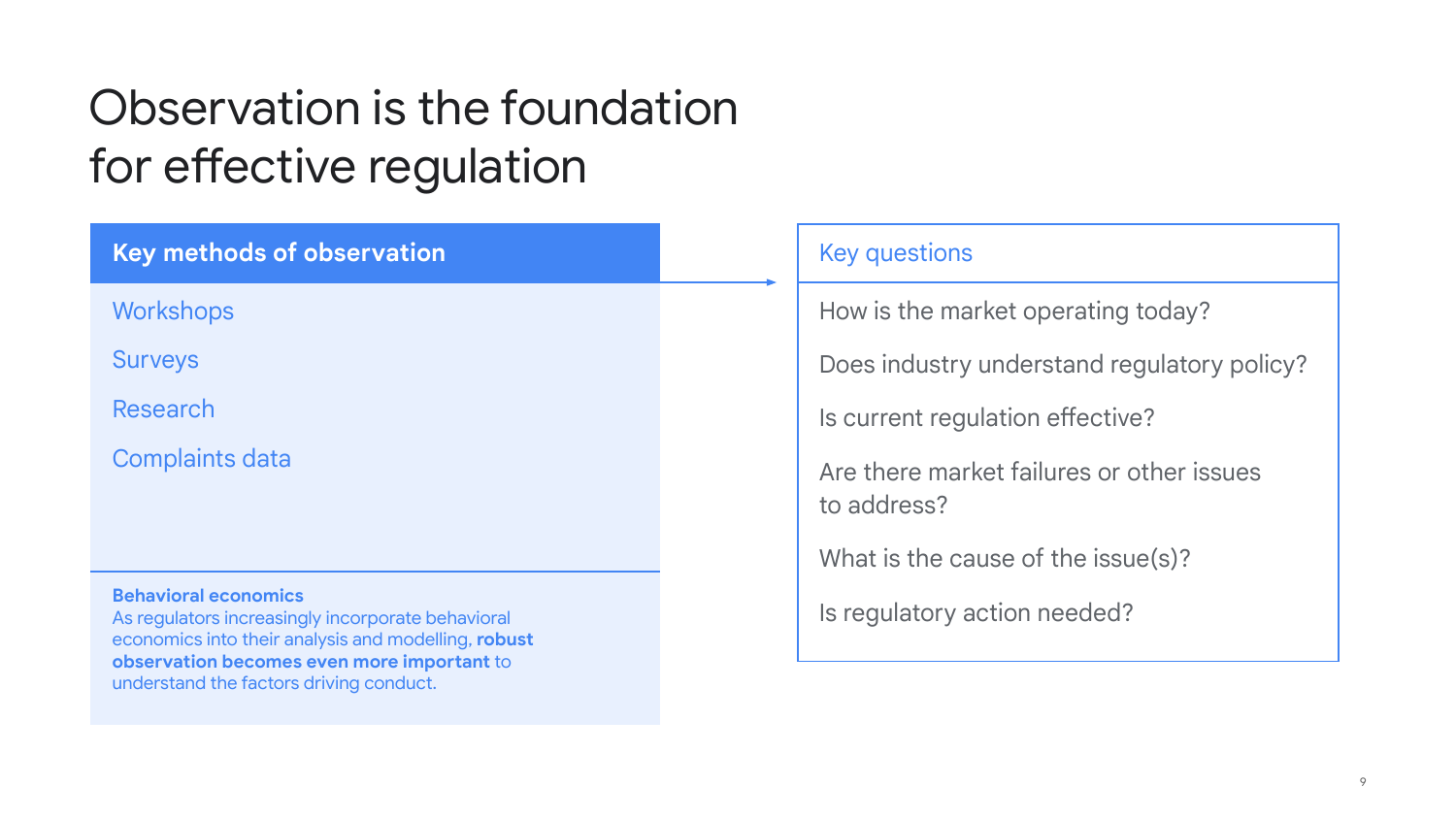# Observation is the foundation for effective regulation

## Key methods of observation

- Workshops
- Surveys
- Research
- Complaints data

**Behavioral economics**
As regulators increasingly incorporate behavioral economics into their analysis and modelling, **robust observation becomes even more important** to understand the factors driving conduct.

## Key questions

- How is the market operating today?
- Does industry understand regulatory policy?
- Is current regulation effective?
- Are there market failures or other issues to address?
- What is the cause of the issue(s)?
- Is regulatory action needed?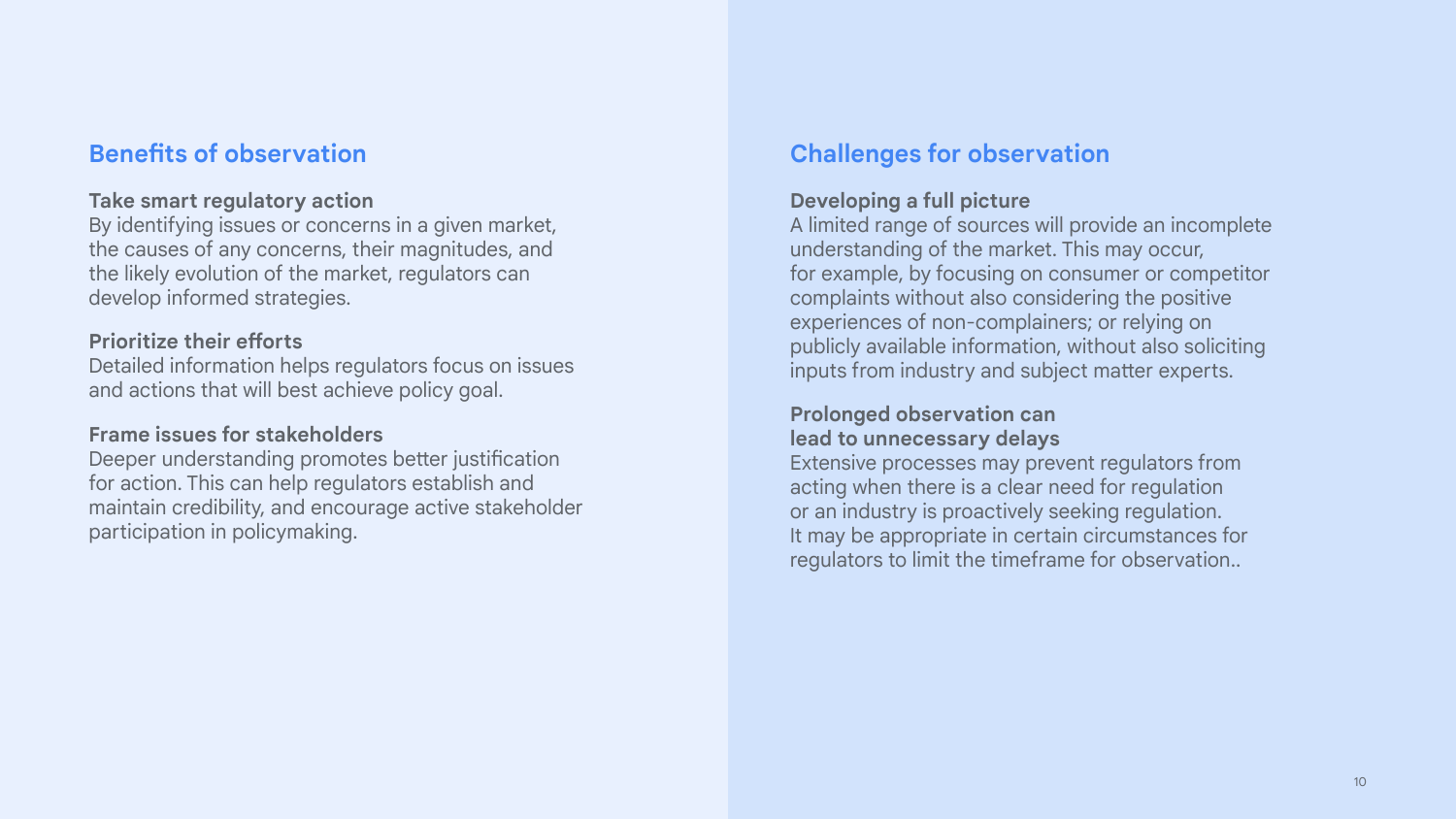## Benefits of observation

**Take smart regulatory action**
By identifying issues or concerns in a given market, the causes of any concerns, their magnitudes, and the likely evolution of the market, regulators can develop informed strategies.

**Prioritize their efforts**
Detailed information helps regulators focus on issues and actions that will best achieve policy goal.

**Frame issues for stakeholders**
Deeper understanding promotes better justification for action. This can help regulators establish and maintain credibility, and encourage active stakeholder participation in policymaking.

## Challenges for observation

**Developing a full picture**
A limited range of sources will provide an incomplete understanding of the market. This may occur, for example, by focusing on consumer or competitor complaints without also considering the positive experiences of non-complainers; or relying on publicly available information, without also soliciting inputs from industry and subject matter experts.

**Prolonged observation can lead to unnecessary delays**
Extensive processes may prevent regulators from acting when there is a clear need for regulation or an industry is proactively seeking regulation. It may be appropriate in certain circumstances for regulators to limit the timeframe for observation..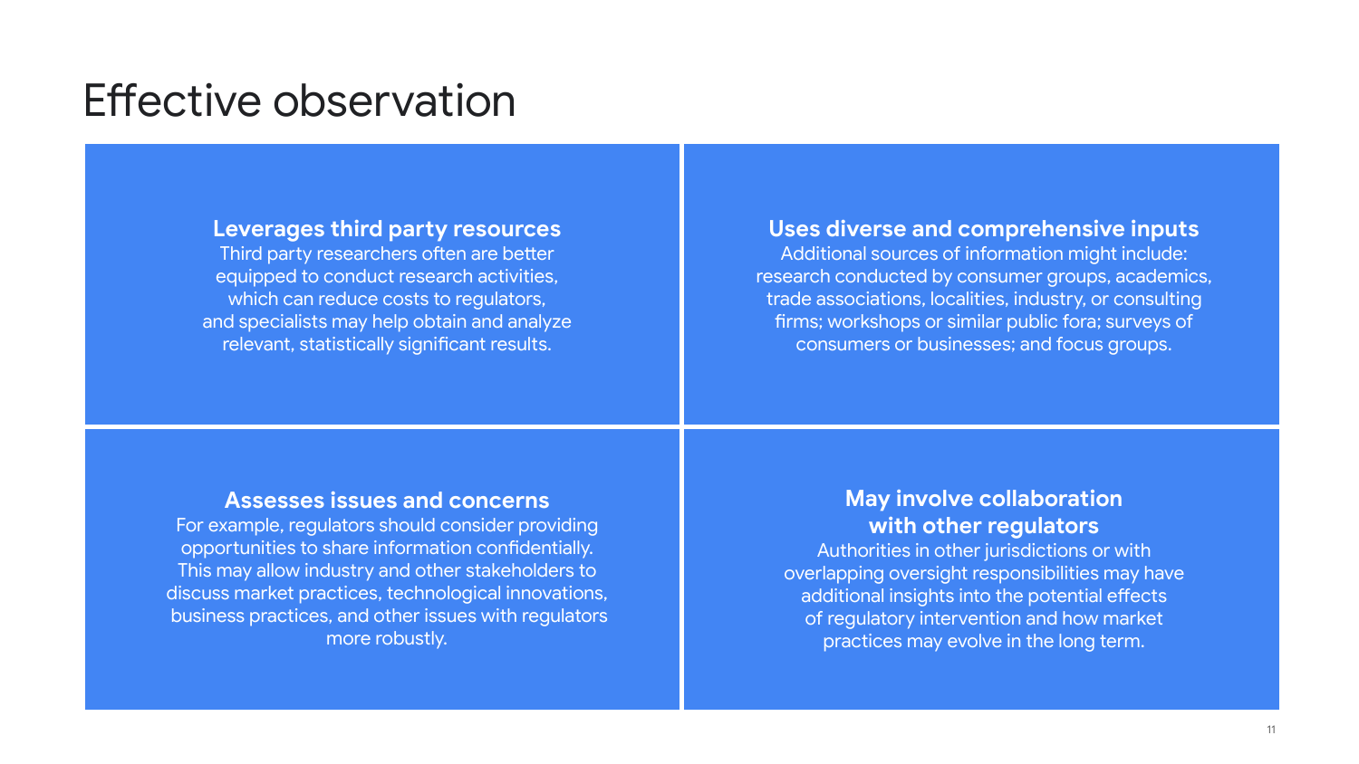# Effective observation

### Leverages third party resources

Third party researchers often are better equipped to conduct research activities, which can reduce costs to regulators, and specialists may help obtain and analyze relevant, statistically significant results.

### Uses diverse and comprehensive inputs

Additional sources of information might include: research conducted by consumer groups, academics, trade associations, localities, industry, or consulting firms; workshops or similar public fora; surveys of consumers or businesses; and focus groups.

### Assesses issues and concerns

For example, regulators should consider providing opportunities to share information confidentially. This may allow industry and other stakeholders to discuss market practices, technological innovations, business practices, and other issues with regulators more robustly.

### May involve collaboration with other regulators

Authorities in other jurisdictions or with overlapping oversight responsibilities may have additional insights into the potential effects of regulatory intervention and how market practices may evolve in the long term.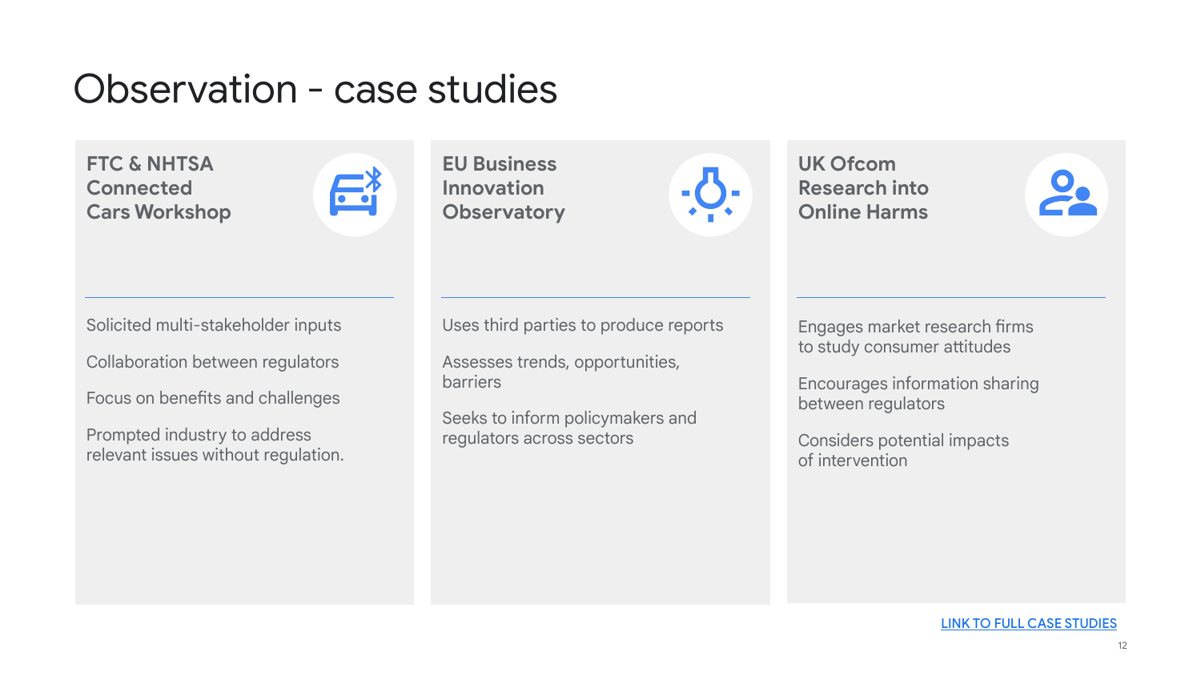# Observation - case studies

### FTC & NHTSA Connected Cars Workshop

Solicited multi-stakeholder inputs

Collaboration between regulators

Focus on benefits and challenges

Prompted industry to address relevant issues without regulation.

### EU Business Innovation Observatory

Uses third parties to produce reports

Assesses trends, opportunities, barriers

Seeks to inform policymakers and regulators across sectors

### UK Ofcom Research into Online Harms

Engages market research firms to study consumer attitudes

Encourages information sharing between regulators

Considers potential impacts of intervention

LINK TO FULL CASE STUDIES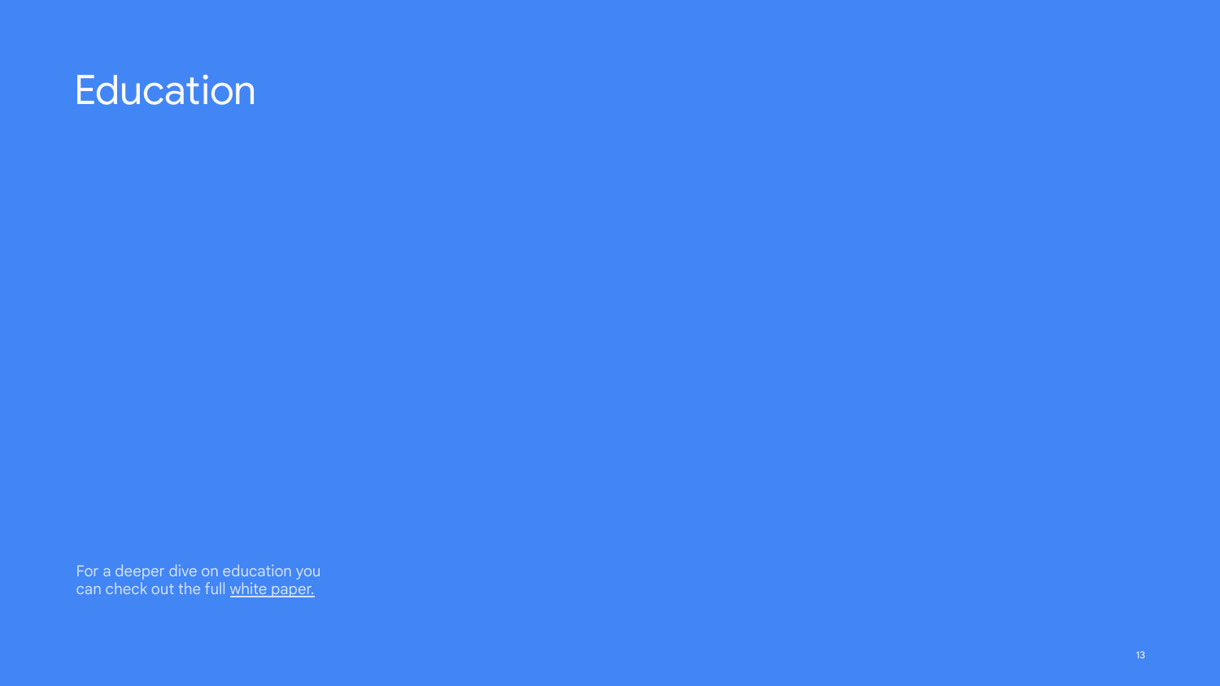# Education

For a deeper dive on education you can check out the full white paper.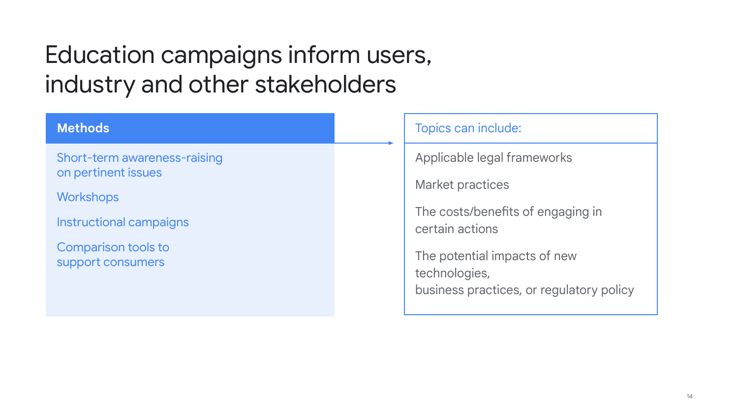# Education campaigns inform users, industry and other stakeholders

**Methods**

- Short-term awareness-raising on pertinent issues
- Workshops
- Instructional campaigns
- Comparison tools to support consumers

**Topics can include:**

- Applicable legal frameworks
- Market practices
- The costs/benefits of engaging in certain actions
- The potential impacts of new technologies, business practices, or regulatory policy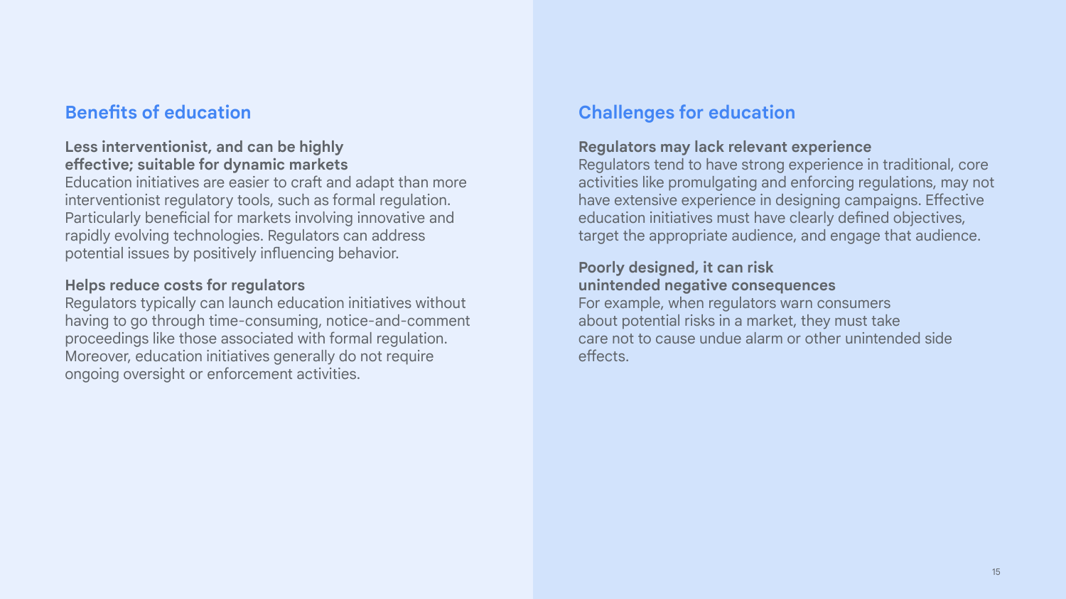## Benefits of education

**Less interventionist, and can be highly effective; suitable for dynamic markets**

Education initiatives are easier to craft and adapt than more interventionist regulatory tools, such as formal regulation. Particularly beneficial for markets involving innovative and rapidly evolving technologies. Regulators can address potential issues by positively influencing behavior.

**Helps reduce costs for regulators**

Regulators typically can launch education initiatives without having to go through time-consuming, notice-and-comment proceedings like those associated with formal regulation. Moreover, education initiatives generally do not require ongoing oversight or enforcement activities.

## Challenges for education

**Regulators may lack relevant experience**

Regulators tend to have strong experience in traditional, core activities like promulgating and enforcing regulations, may not have extensive experience in designing campaigns. Effective education initiatives must have clearly defined objectives, target the appropriate audience, and engage that audience.

**Poorly designed, it can risk unintended negative consequences**

For example, when regulators warn consumers about potential risks in a market, they must take care not to cause undue alarm or other unintended side effects.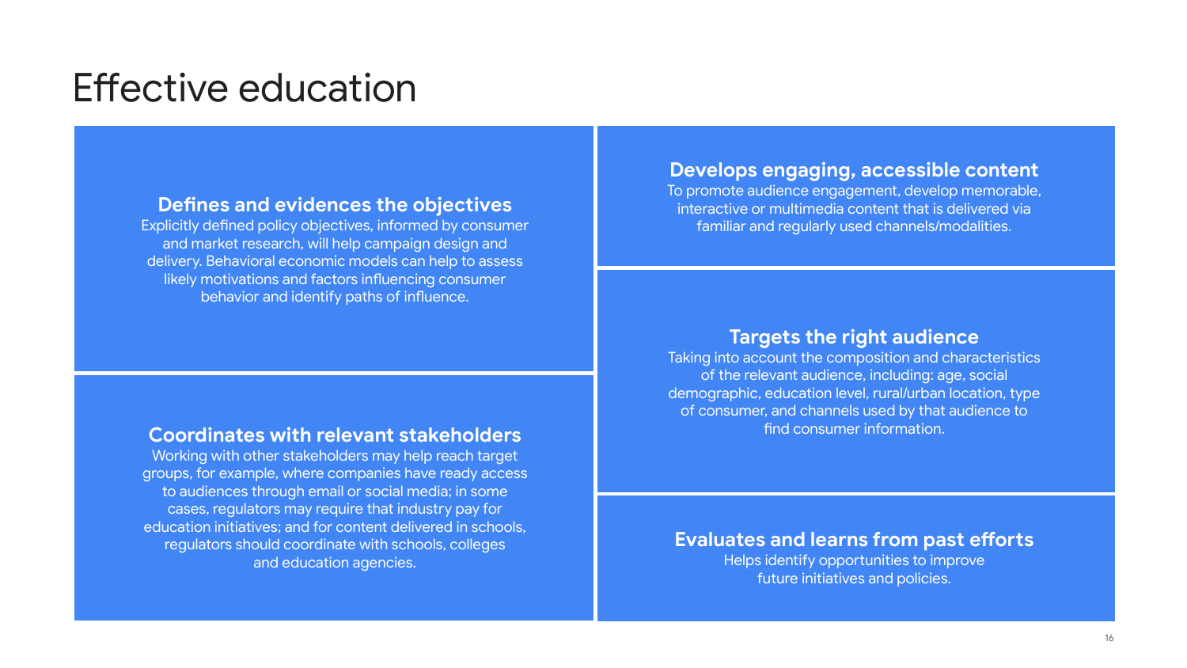# Effective education

### Defines and evidences the objectives

Explicitly defined policy objectives, informed by consumer and market research, will help campaign design and delivery. Behavioral economic models can help to assess likely motivations and factors influencing consumer behavior and identify paths of influence.

### Coordinates with relevant stakeholders

Working with other stakeholders may help reach target groups, for example, where companies have ready access to audiences through email or social media; in some cases, regulators may require that industry pay for education initiatives; and for content delivered in schools, regulators should coordinate with schools, colleges and education agencies.

### Develops engaging, accessible content

To promote audience engagement, develop memorable, interactive or multimedia content that is delivered via familiar and regularly used channels/modalities.

### Targets the right audience

Taking into account the composition and characteristics of the relevant audience, including: age, social demographic, education level, rural/urban location, type of consumer, and channels used by that audience to find consumer information.

### Evaluates and learns from past efforts

Helps identify opportunities to improve future initiatives and policies.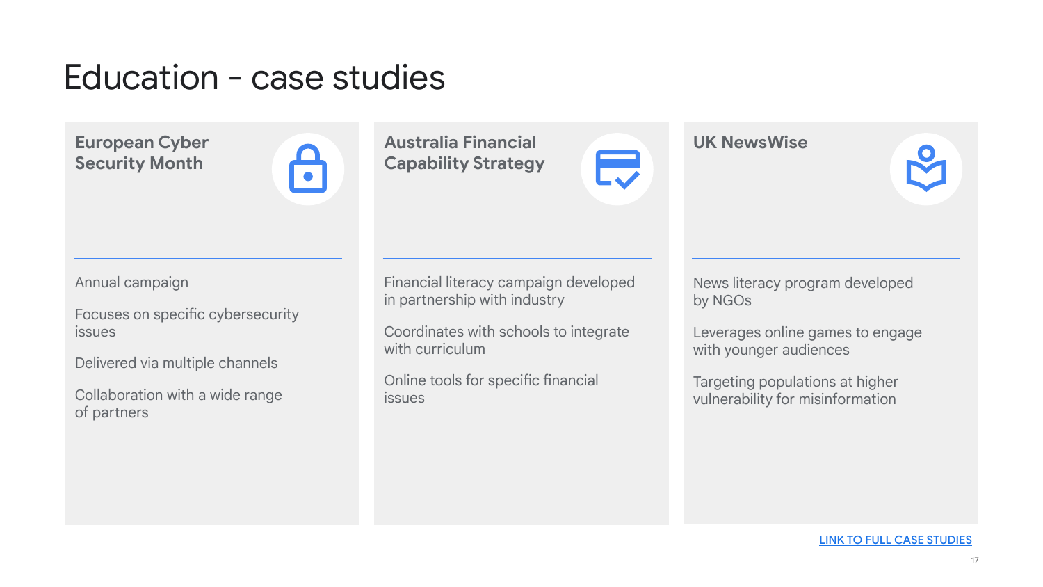# Education - case studies

### European Cyber Security Month

Annual campaign

Focuses on specific cybersecurity issues

Delivered via multiple channels

Collaboration with a wide range of partners

### Australia Financial Capability Strategy

Financial literacy campaign developed in partnership with industry

Coordinates with schools to integrate with curriculum

Online tools for specific financial issues

### UK NewsWise

News literacy program developed by NGOs

Leverages online games to engage with younger audiences

Targeting populations at higher vulnerability for misinformation

LINK TO FULL CASE STUDIES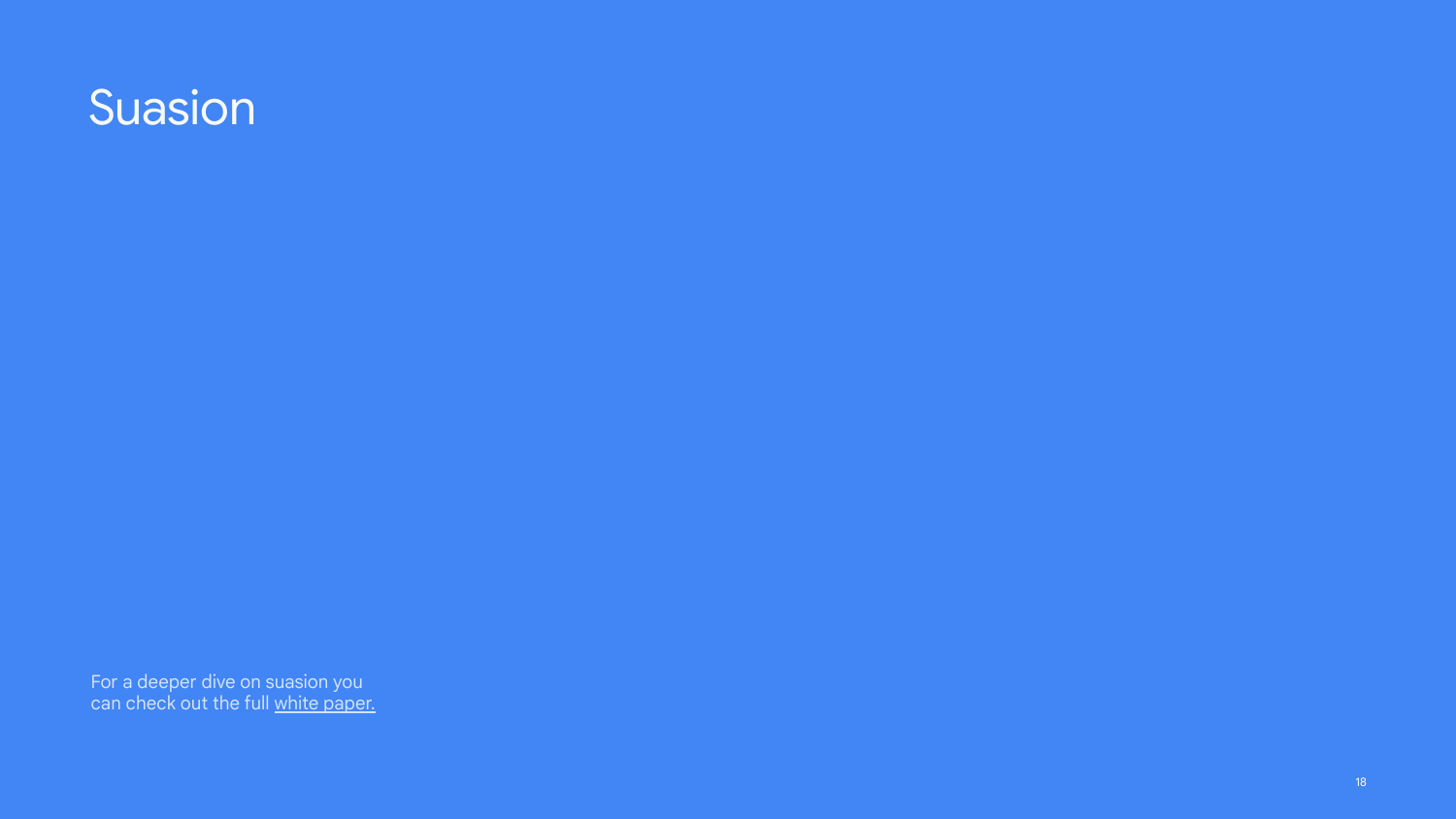# Suasion

For a deeper dive on suasion you can check out the full white paper.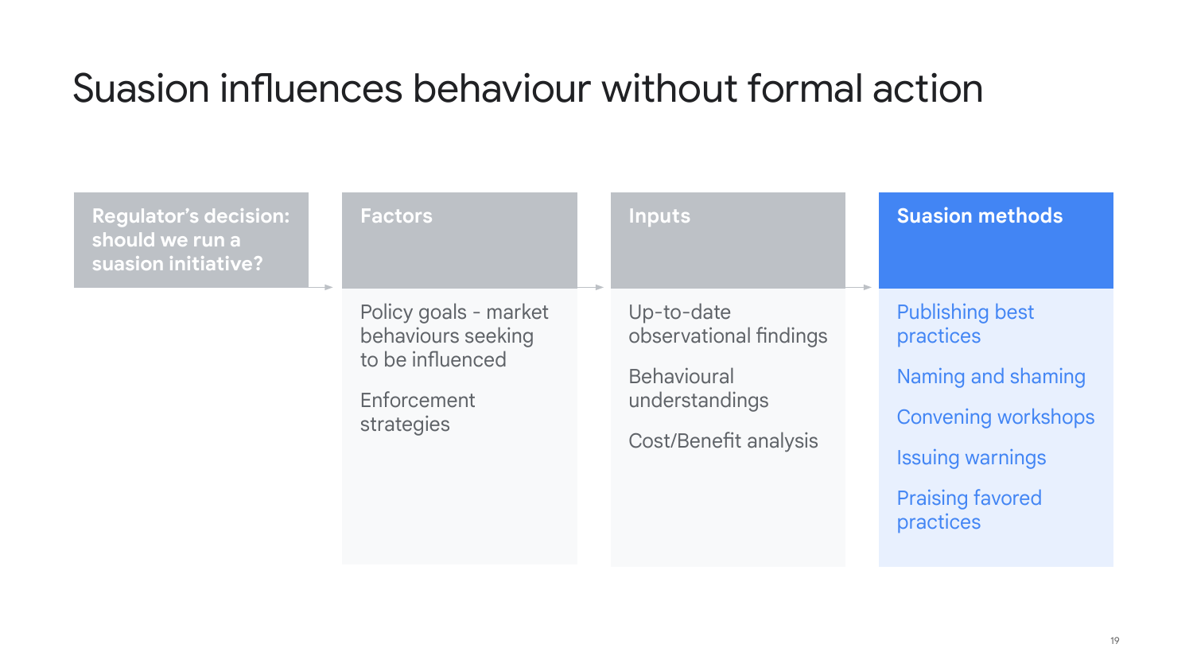# Suasion influences behaviour without formal action

| Regulator's decision: should we run a suasion initiative? | Factors | Inputs | Suasion methods |
| --- | --- | --- | --- |
| | Policy goals - market behaviours seeking to be influenced<br><br>Enforcement strategies | Up-to-date observational findings<br><br>Behavioural understandings<br><br>Cost/Benefit analysis | Publishing best practices<br><br>Naming and shaming<br><br>Convening workshops<br><br>Issuing warnings<br><br>Praising favored practices |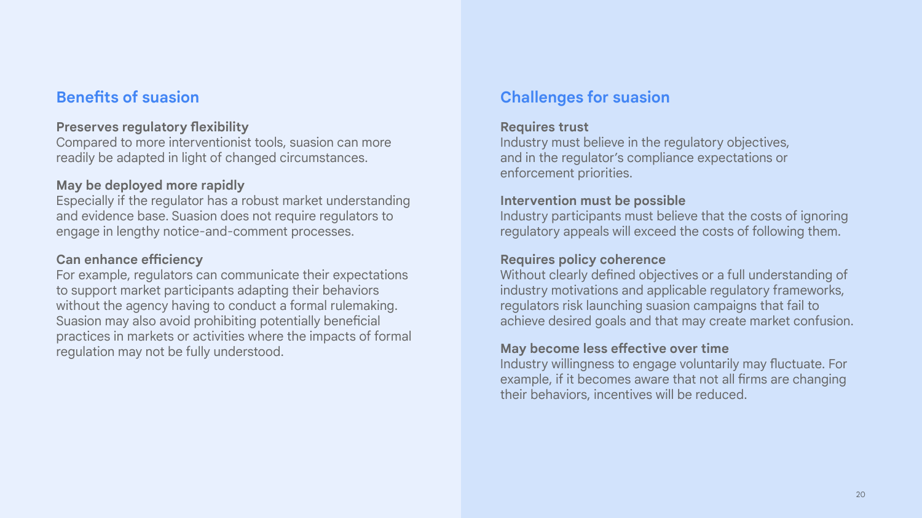## Benefits of suasion

**Preserves regulatory flexibility**
Compared to more interventionist tools, suasion can more readily be adapted in light of changed circumstances.

**May be deployed more rapidly**
Especially if the regulator has a robust market understanding and evidence base. Suasion does not require regulators to engage in lengthy notice-and-comment processes.

**Can enhance efficiency**
For example, regulators can communicate their expectations to support market participants adapting their behaviors without the agency having to conduct a formal rulemaking. Suasion may also avoid prohibiting potentially beneficial practices in markets or activities where the impacts of formal regulation may not be fully understood.

## Challenges for suasion

**Requires trust**
Industry must believe in the regulatory objectives, and in the regulator's compliance expectations or enforcement priorities.

**Intervention must be possible**
Industry participants must believe that the costs of ignoring regulatory appeals will exceed the costs of following them.

**Requires policy coherence**
Without clearly defined objectives or a full understanding of industry motivations and applicable regulatory frameworks, regulators risk launching suasion campaigns that fail to achieve desired goals and that may create market confusion.

**May become less effective over time**
Industry willingness to engage voluntarily may fluctuate. For example, if it becomes aware that not all firms are changing their behaviors, incentives will be reduced.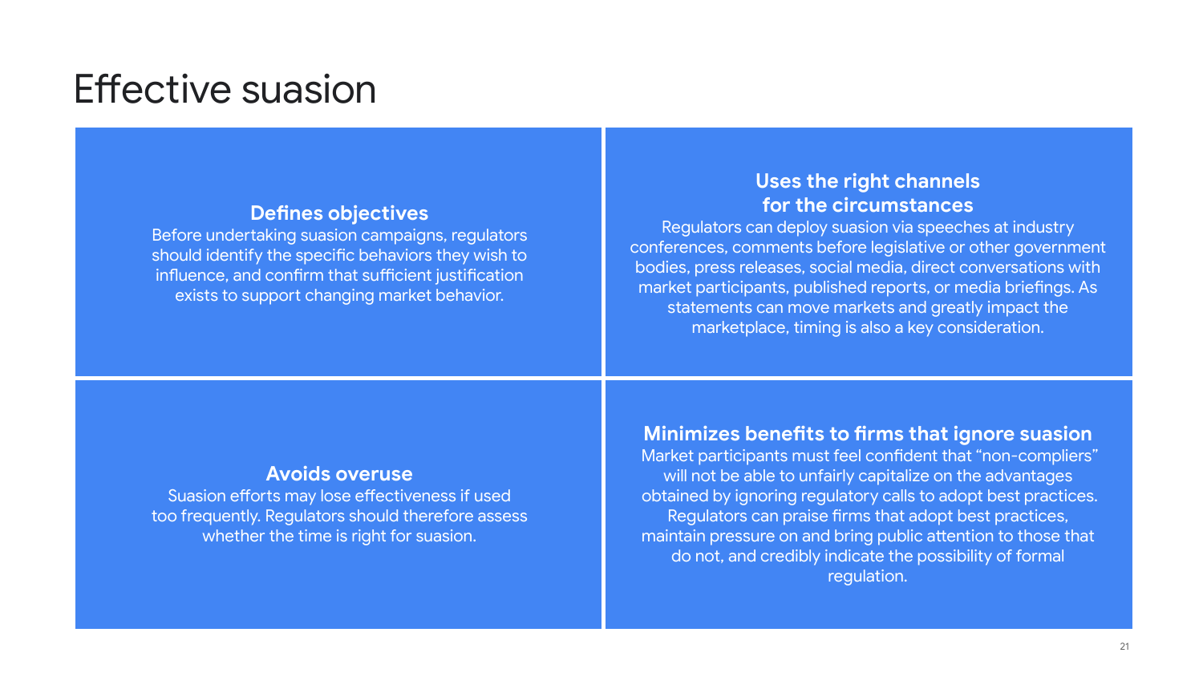# Effective suasion

### Defines objectives

Before undertaking suasion campaigns, regulators should identify the specific behaviors they wish to influence, and confirm that sufficient justification exists to support changing market behavior.

### Uses the right channels for the circumstances

Regulators can deploy suasion via speeches at industry conferences, comments before legislative or other government bodies, press releases, social media, direct conversations with market participants, published reports, or media briefings. As statements can move markets and greatly impact the marketplace, timing is also a key consideration.

### Avoids overuse

Suasion efforts may lose effectiveness if used too frequently. Regulators should therefore assess whether the time is right for suasion.

### Minimizes benefits to firms that ignore suasion

Market participants must feel confident that "non-compliers" will not be able to unfairly capitalize on the advantages obtained by ignoring regulatory calls to adopt best practices. Regulators can praise firms that adopt best practices, maintain pressure on and bring public attention to those that do not, and credibly indicate the possibility of formal regulation.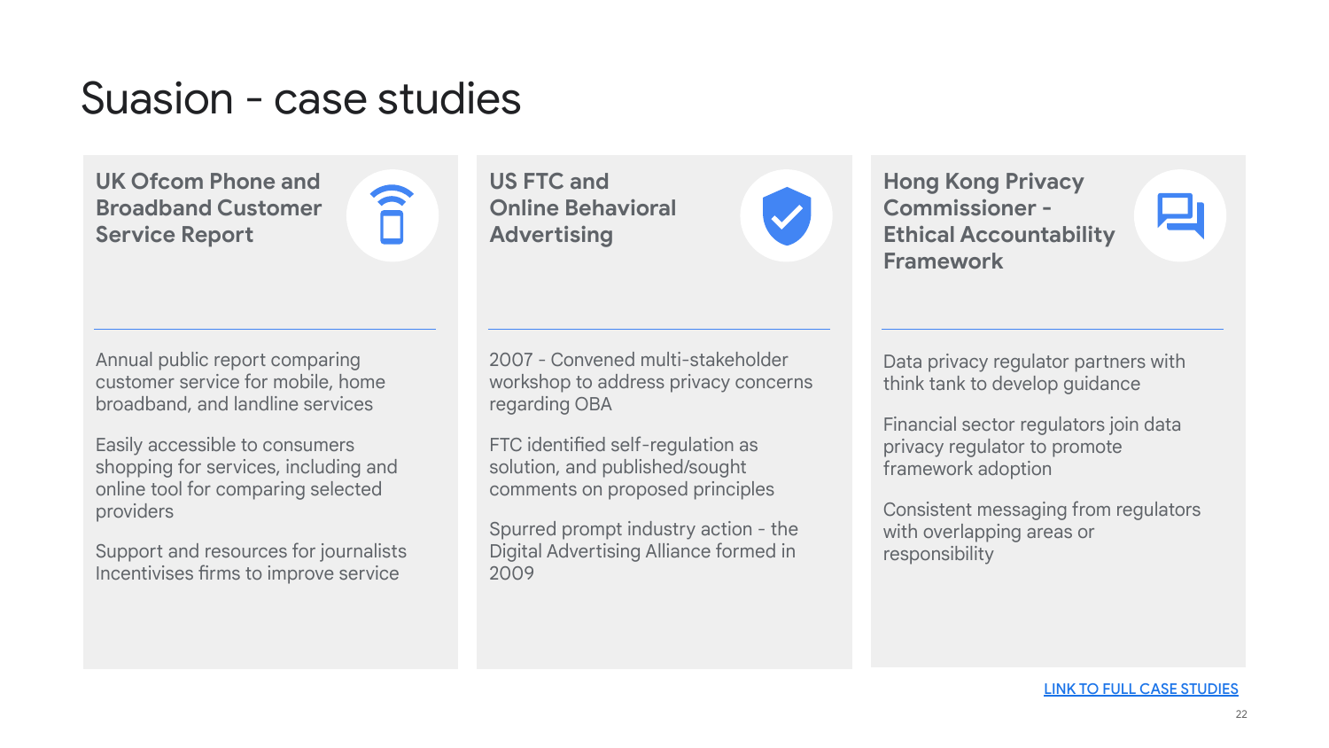# Suasion - case studies

### UK Ofcom Phone and Broadband Customer Service Report

Annual public report comparing customer service for mobile, home broadband, and landline services

Easily accessible to consumers shopping for services, including and online tool for comparing selected providers

Support and resources for journalists
Incentivises firms to improve service

### US FTC and Online Behavioral Advertising

2007 - Convened multi-stakeholder workshop to address privacy concerns regarding OBA

FTC identified self-regulation as solution, and published/sought comments on proposed principles

Spurred prompt industry action - the Digital Advertising Alliance formed in 2009

### Hong Kong Privacy Commissioner - Ethical Accountability Framework

Data privacy regulator partners with think tank to develop guidance

Financial sector regulators join data privacy regulator to promote framework adoption

Consistent messaging from regulators with overlapping areas or responsibility

LINK TO FULL CASE STUDIES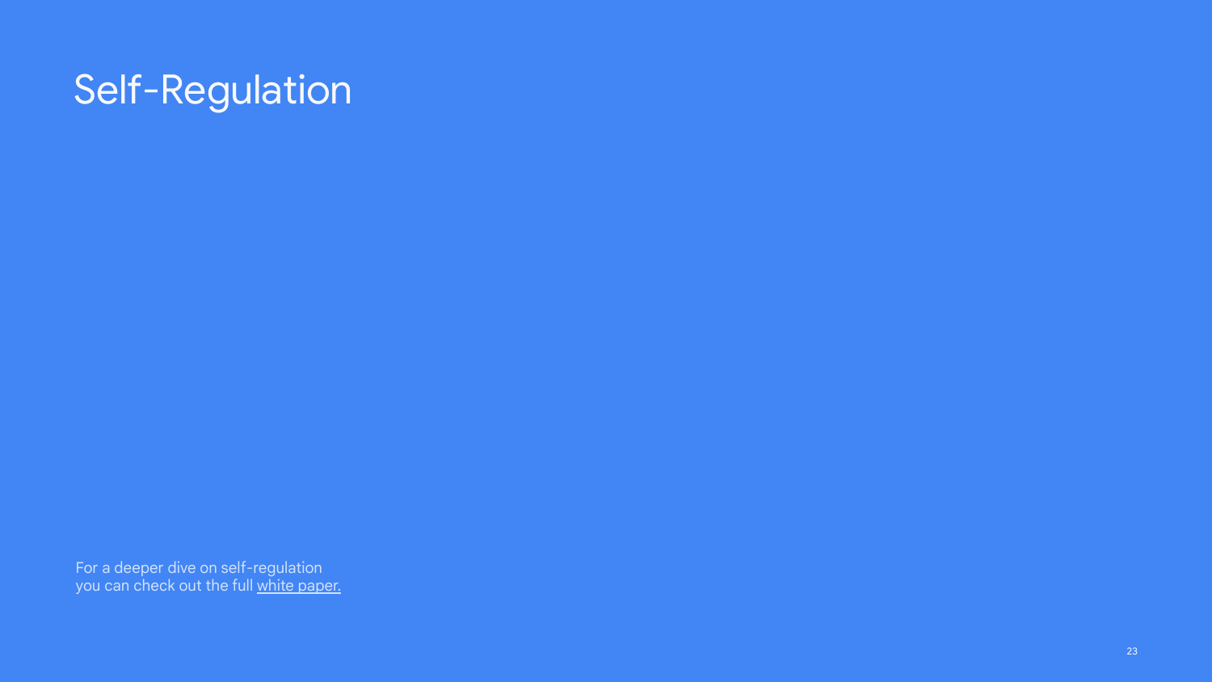# Self-Regulation

For a deeper dive on self-regulation you can check out the full white paper.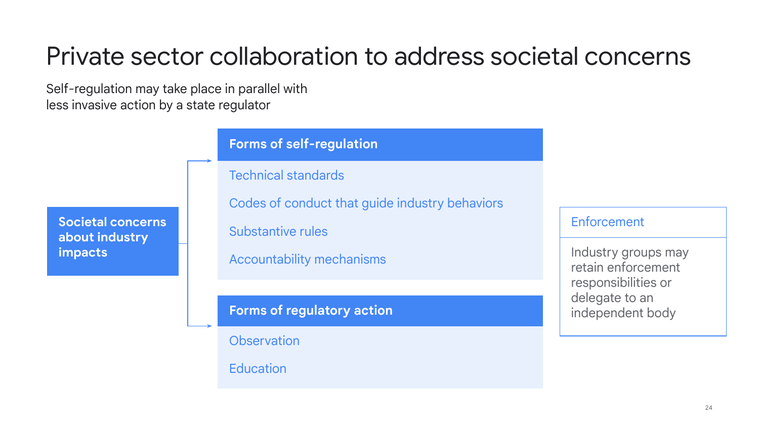# Private sector collaboration to address societal concerns

Self-regulation may take place in parallel with less invasive action by a state regulator

**Societal concerns about industry impacts**

**Forms of self-regulation**

- Technical standards
- Codes of conduct that guide industry behaviors
- Substantive rules
- Accountability mechanisms

**Forms of regulatory action**

- Observation
- Education

**Enforcement**

Industry groups may retain enforcement responsibilities or delegate to an independent body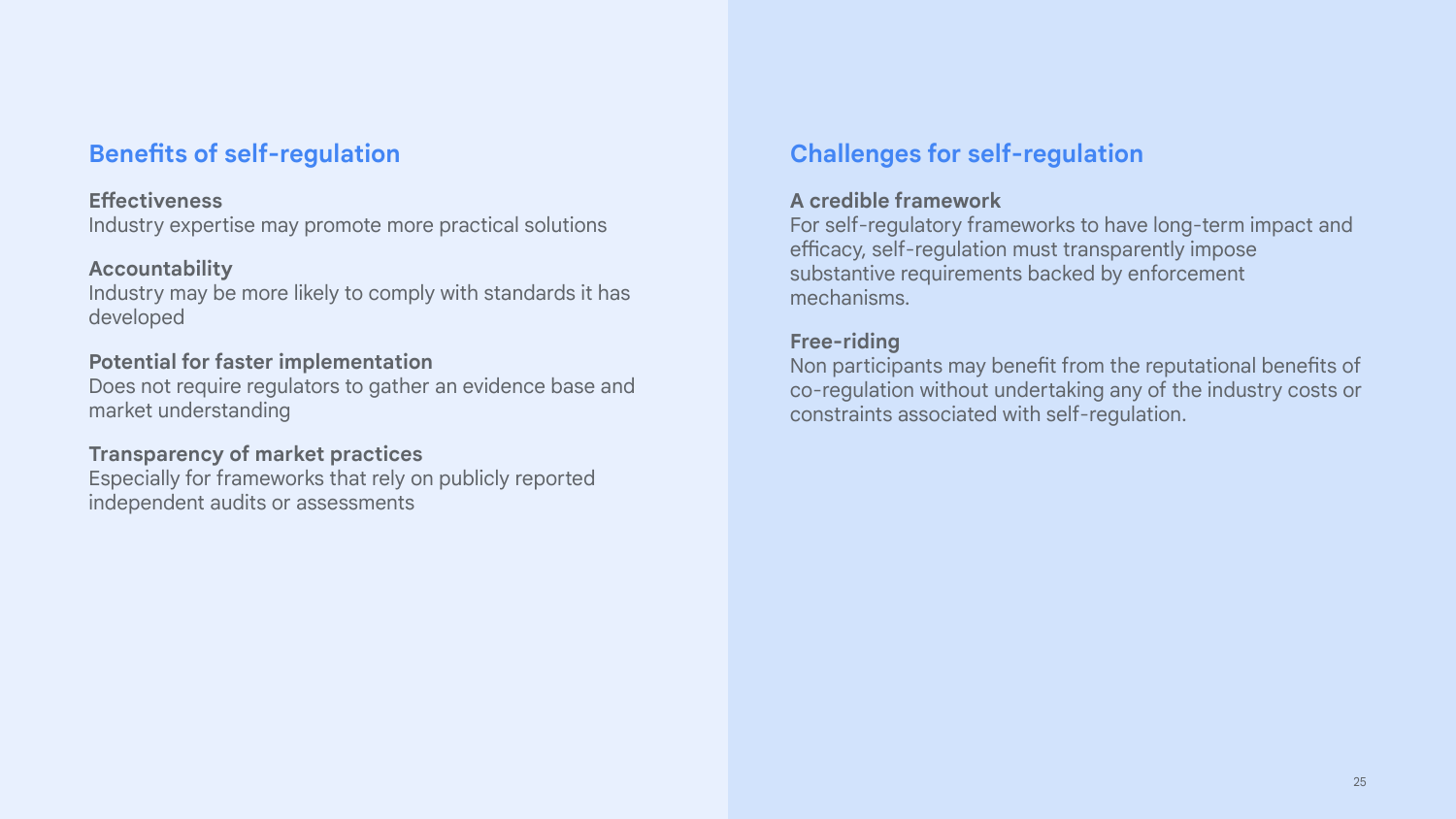## Benefits of self-regulation

**Effectiveness**
Industry expertise may promote more practical solutions

**Accountability**
Industry may be more likely to comply with standards it has developed

**Potential for faster implementation**
Does not require regulators to gather an evidence base and market understanding

**Transparency of market practices**
Especially for frameworks that rely on publicly reported independent audits or assessments

## Challenges for self-regulation

**A credible framework**
For self-regulatory frameworks to have long-term impact and efficacy, self-regulation must transparently impose substantive requirements backed by enforcement mechanisms.

**Free-riding**
Non participants may benefit from the reputational benefits of co-regulation without undertaking any of the industry costs or constraints associated with self-regulation.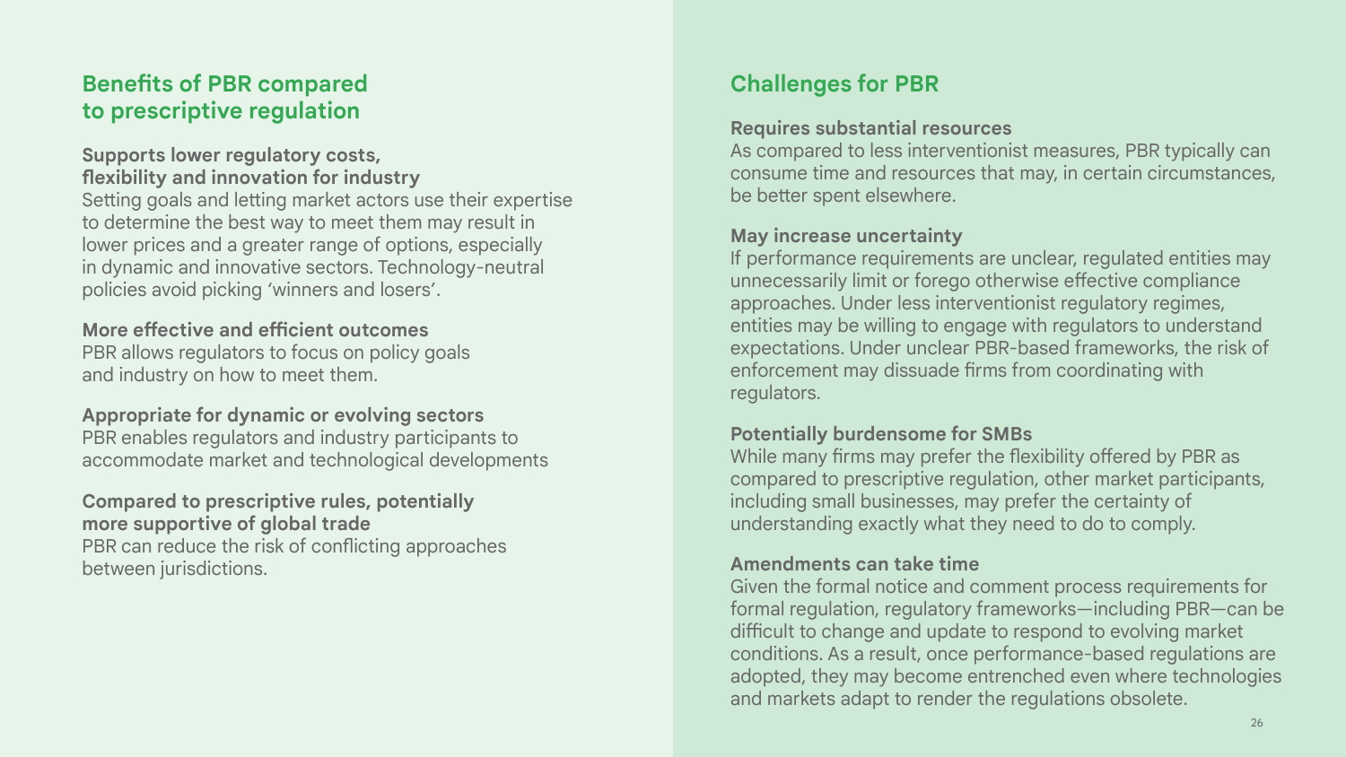## Benefits of PBR compared to prescriptive regulation

**Supports lower regulatory costs, flexibility and innovation for industry**
Setting goals and letting market actors use their expertise to determine the best way to meet them may result in lower prices and a greater range of options, especially in dynamic and innovative sectors. Technology-neutral policies avoid picking 'winners and losers'.

**More effective and efficient outcomes**
PBR allows regulators to focus on policy goals and industry on how to meet them.

**Appropriate for dynamic or evolving sectors**
PBR enables regulators and industry participants to accommodate market and technological developments

**Compared to prescriptive rules, potentially more supportive of global trade**
PBR can reduce the risk of conflicting approaches between jurisdictions.

## Challenges for PBR

**Requires substantial resources**
As compared to less interventionist measures, PBR typically can consume time and resources that may, in certain circumstances, be better spent elsewhere.

**May increase uncertainty**
If performance requirements are unclear, regulated entities may unnecessarily limit or forego otherwise effective compliance approaches. Under less interventionist regulatory regimes, entities may be willing to engage with regulators to understand expectations. Under unclear PBR-based frameworks, the risk of enforcement may dissuade firms from coordinating with regulators.

**Potentially burdensome for SMBs**
While many firms may prefer the flexibility offered by PBR as compared to prescriptive regulation, other market participants, including small businesses, may prefer the certainty of understanding exactly what they need to do to comply.

**Amendments can take time**
Given the formal notice and comment process requirements for formal regulation, regulatory frameworks—including PBR—can be difficult to change and update to respond to evolving market conditions. As a result, once performance-based regulations are adopted, they may become entrenched even where technologies and markets adapt to render the regulations obsolete.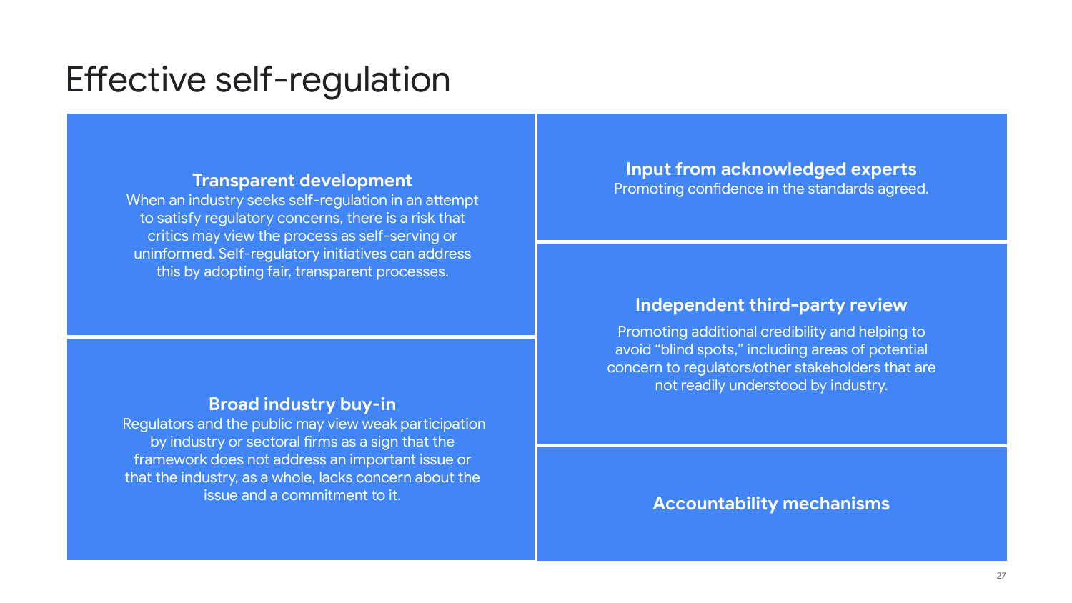# Effective self-regulation

### Transparent development

When an industry seeks self-regulation in an attempt to satisfy regulatory concerns, there is a risk that critics may view the process as self-serving or uninformed. Self-regulatory initiatives can address this by adopting fair, transparent processes.

### Broad industry buy-in

Regulators and the public may view weak participation by industry or sectoral firms as a sign that the framework does not address an important issue or that the industry, as a whole, lacks concern about the issue and a commitment to it.

### Input from acknowledged experts

Promoting confidence in the standards agreed.

### Independent third-party review

Promoting additional credibility and helping to avoid "blind spots," including areas of potential concern to regulators/other stakeholders that are not readily understood by industry.

### Accountability mechanisms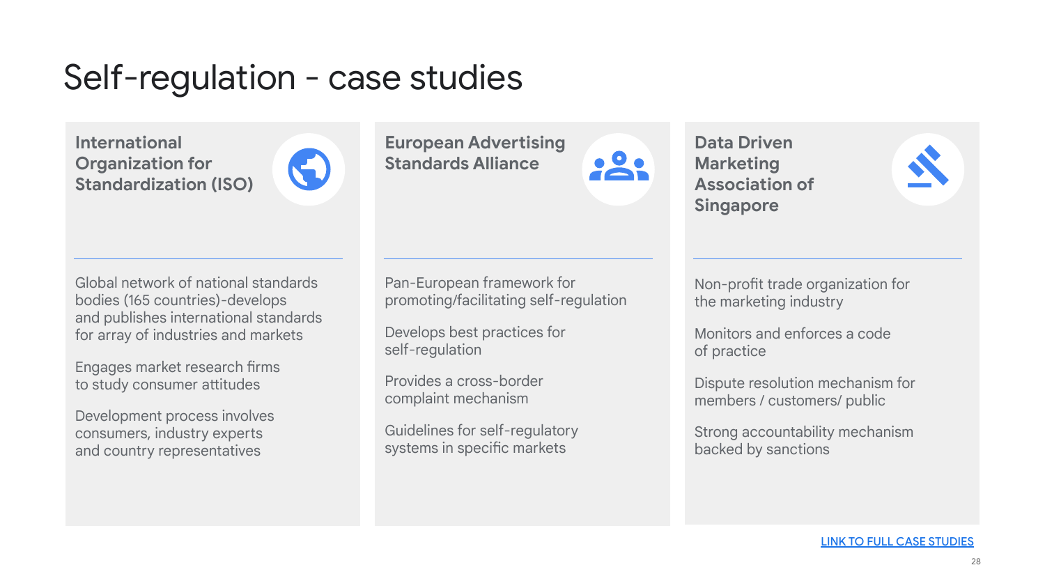# Self-regulation - case studies

### International Organization for Standardization (ISO)

Global network of national standards bodies (165 countries)-develops and publishes international standards for array of industries and markets

Engages market research firms to study consumer attitudes

Development process involves consumers, industry experts and country representatives

### European Advertising Standards Alliance

Pan-European framework for promoting/facilitating self-regulation

Develops best practices for self-regulation

Provides a cross-border complaint mechanism

Guidelines for self-regulatory systems in specific markets

### Data Driven Marketing Association of Singapore

Non-profit trade organization for the marketing industry

Monitors and enforces a code of practice

Dispute resolution mechanism for members / customers/ public

Strong accountability mechanism backed by sanctions

LINK TO FULL CASE STUDIES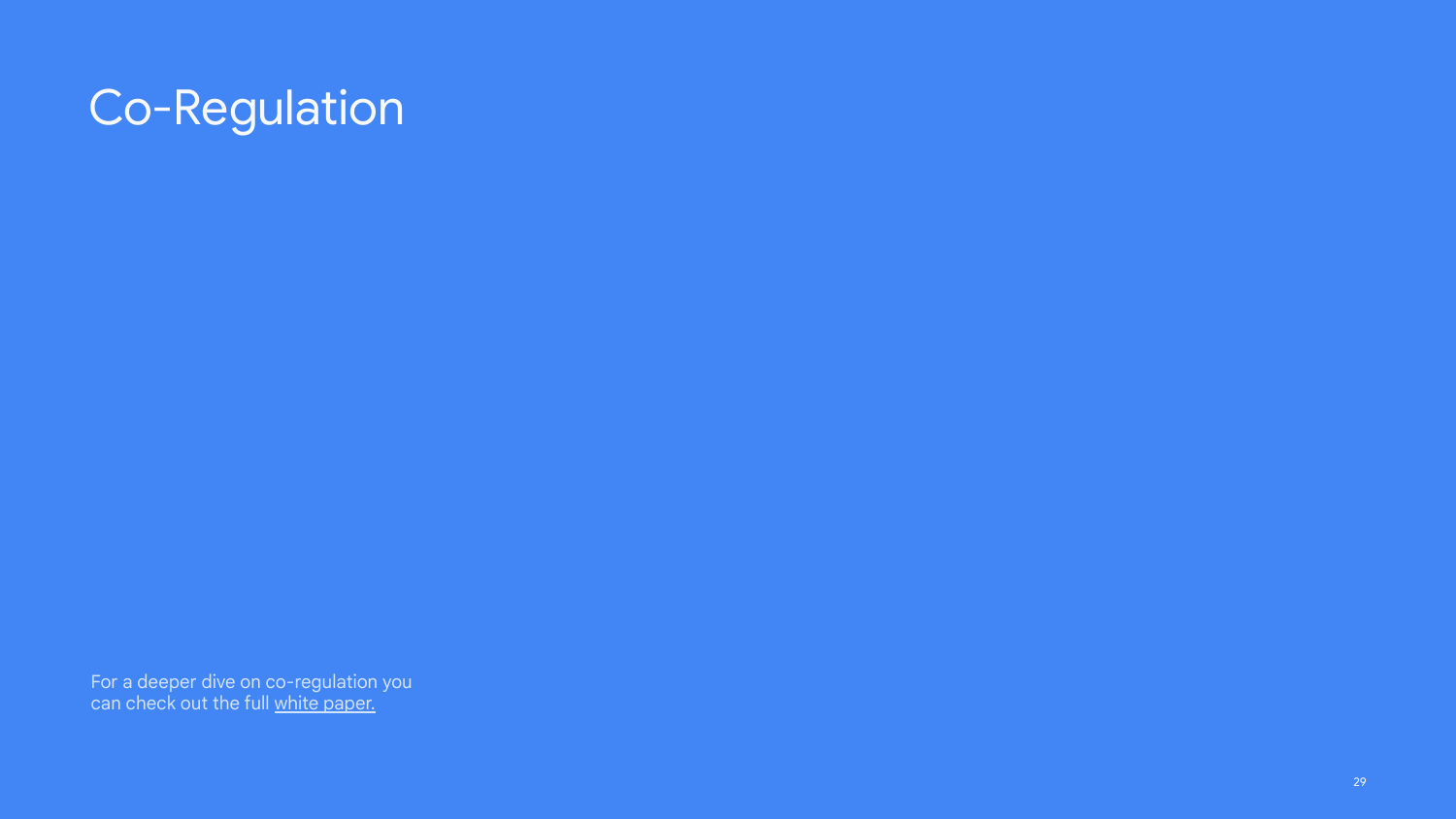# Co-Regulation

For a deeper dive on co-regulation you can check out the full white paper.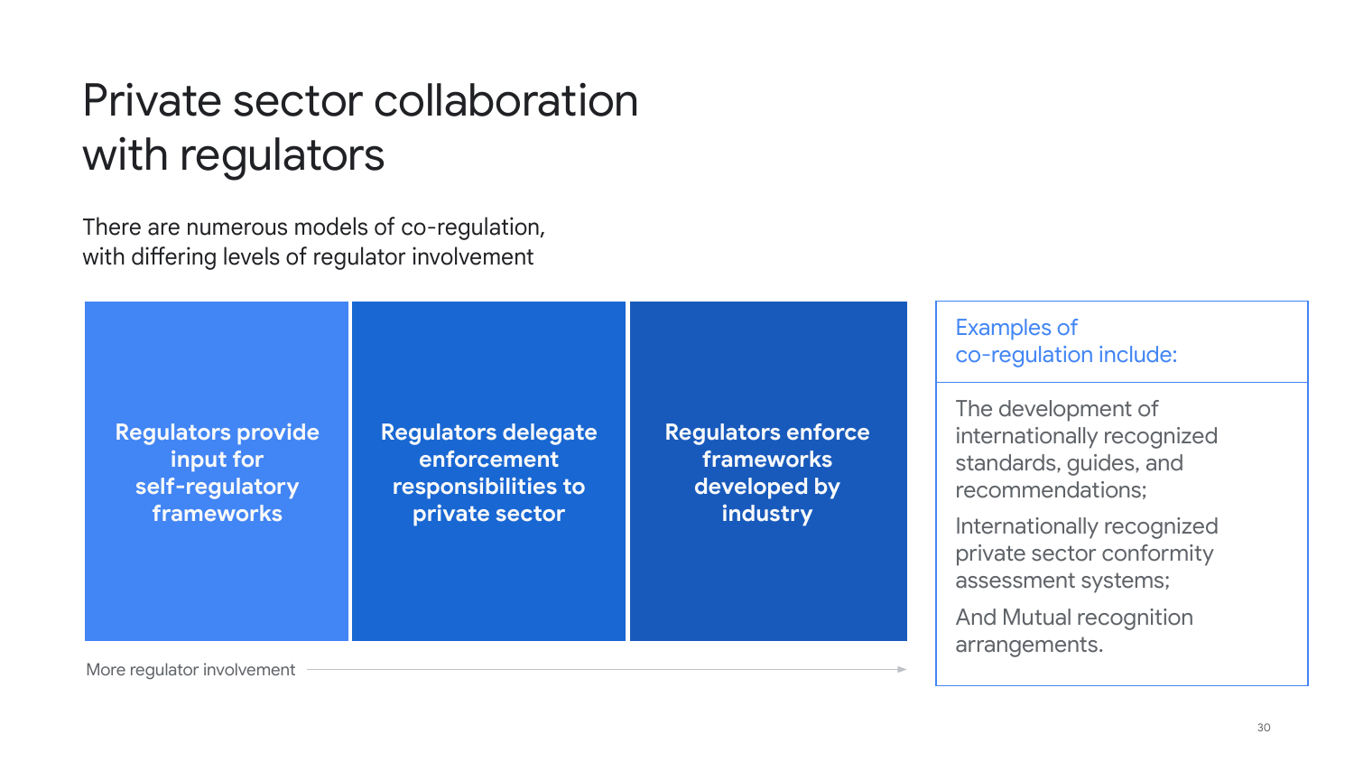# Private sector collaboration with regulators

There are numerous models of co-regulation, with differing levels of regulator involvement

- **Regulators provide input for self-regulatory frameworks**
- **Regulators delegate enforcement responsibilities to private sector**
- **Regulators enforce frameworks developed by industry**

More regulator involvement →

**Examples of co-regulation include:**

The development of internationally recognized standards, guides, and recommendations;

Internationally recognized private sector conformity assessment systems;

And Mutual recognition arrangements.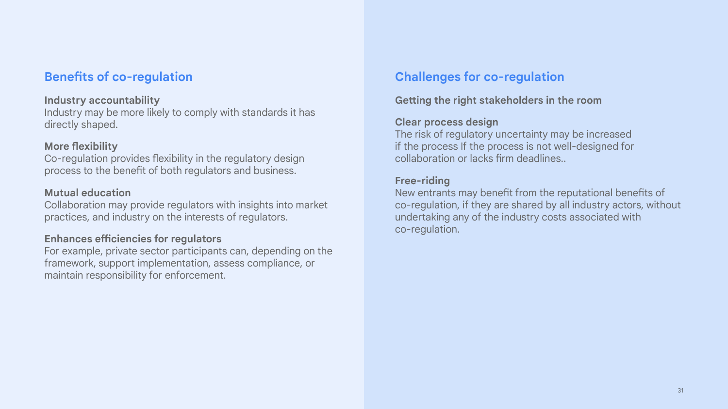## Benefits of co-regulation

**Industry accountability**
Industry may be more likely to comply with standards it has directly shaped.

**More flexibility**
Co-regulation provides flexibility in the regulatory design process to the benefit of both regulators and business.

**Mutual education**
Collaboration may provide regulators with insights into market practices, and industry on the interests of regulators.

**Enhances efficiencies for regulators**
For example, private sector participants can, depending on the framework, support implementation, assess compliance, or maintain responsibility for enforcement.

## Challenges for co-regulation

**Getting the right stakeholders in the room**

**Clear process design**
The risk of regulatory uncertainty may be increased if the process If the process is not well-designed for collaboration or lacks firm deadlines..

**Free-riding**
New entrants may benefit from the reputational benefits of co-regulation, if they are shared by all industry actors, without undertaking any of the industry costs associated with co-regulation.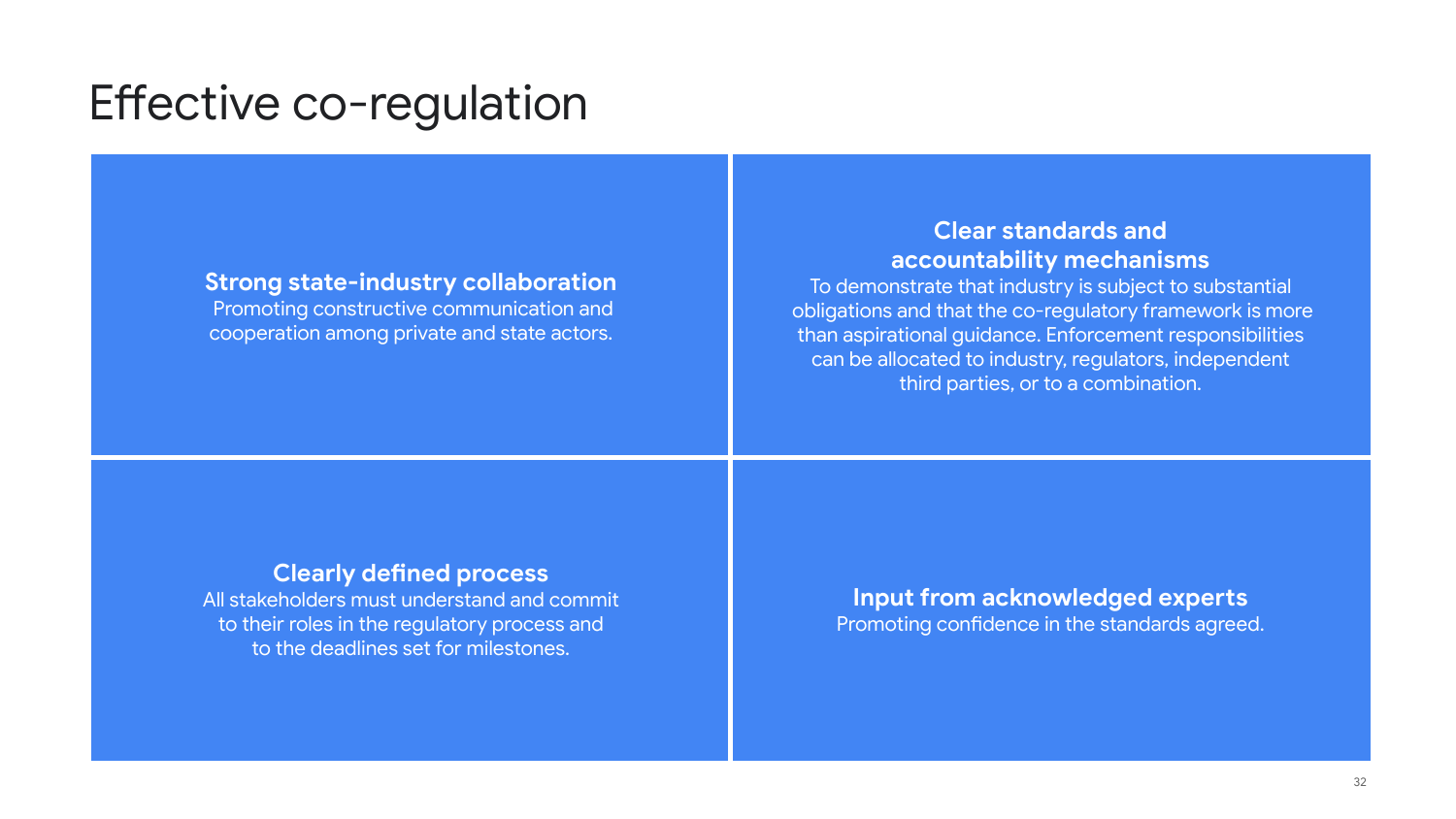# Effective co-regulation

**Strong state-industry collaboration**
Promoting constructive communication and cooperation among private and state actors.

**Clear standards and accountability mechanisms**
To demonstrate that industry is subject to substantial obligations and that the co-regulatory framework is more than aspirational guidance. Enforcement responsibilities can be allocated to industry, regulators, independent third parties, or to a combination.

**Clearly defined process**
All stakeholders must understand and commit to their roles in the regulatory process and to the deadlines set for milestones.

**Input from acknowledged experts**
Promoting confidence in the standards agreed.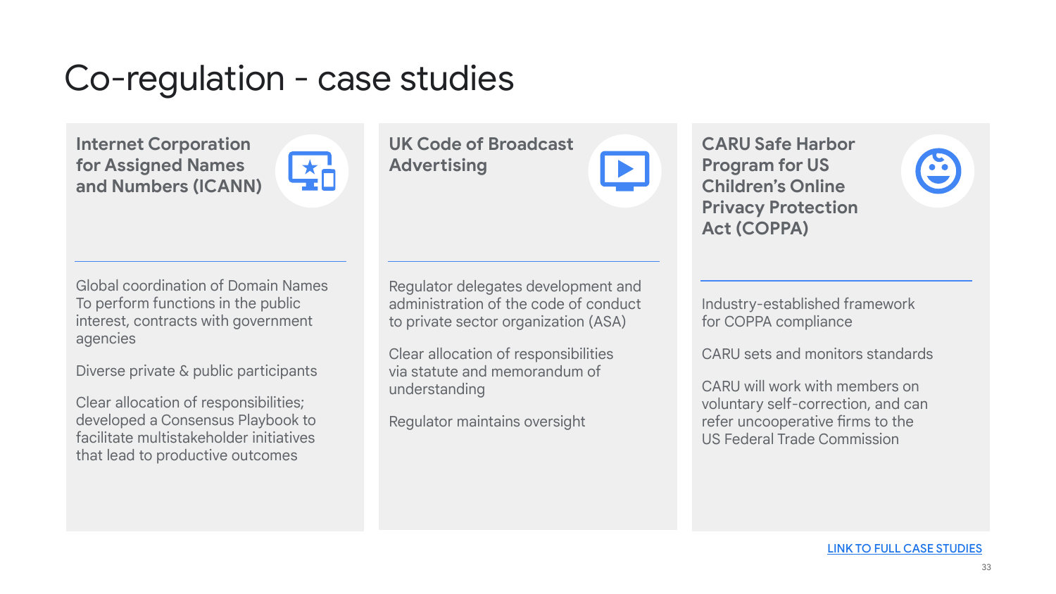# Co-regulation - case studies

### Internet Corporation for Assigned Names and Numbers (ICANN)

Global coordination of Domain Names To perform functions in the public interest, contracts with government agencies

Diverse private & public participants

Clear allocation of responsibilities; developed a Consensus Playbook to facilitate multistakeholder initiatives that lead to productive outcomes

### UK Code of Broadcast Advertising

Regulator delegates development and administration of the code of conduct to private sector organization (ASA)

Clear allocation of responsibilities via statute and memorandum of understanding

Regulator maintains oversight

### CARU Safe Harbor Program for US Children's Online Privacy Protection Act (COPPA)

Industry-established framework for COPPA compliance

CARU sets and monitors standards

CARU will work with members on voluntary self-correction, and can refer uncooperative firms to the US Federal Trade Commission

LINK TO FULL CASE STUDIES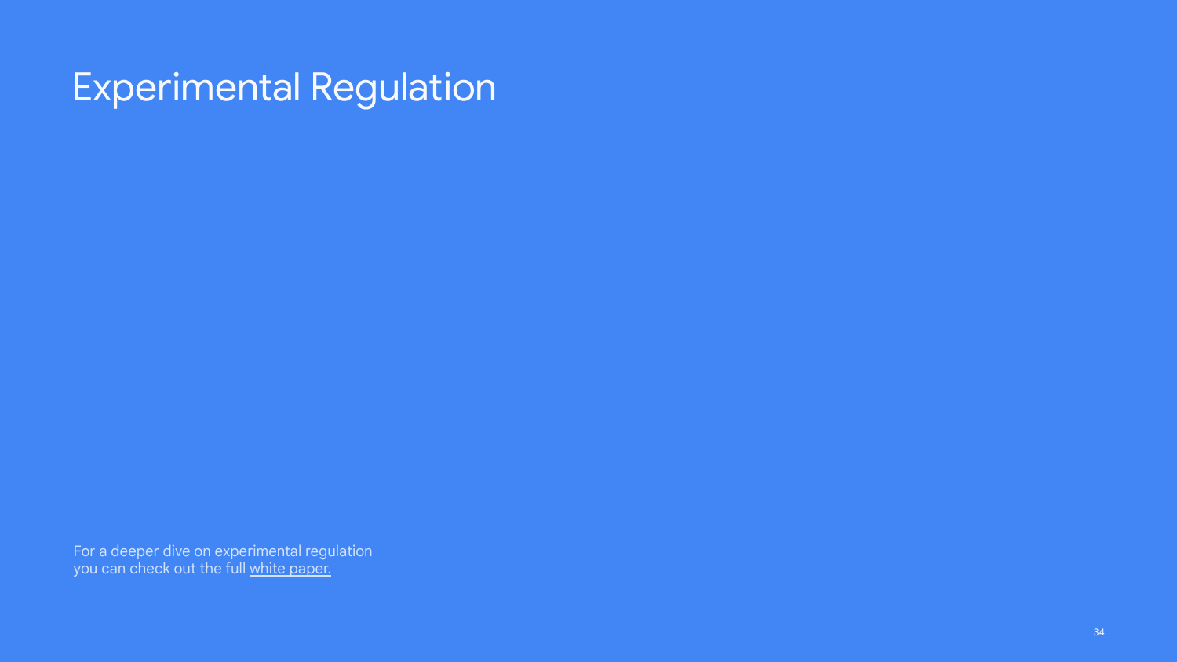# Experimental Regulation

For a deeper dive on experimental regulation you can check out the full white paper.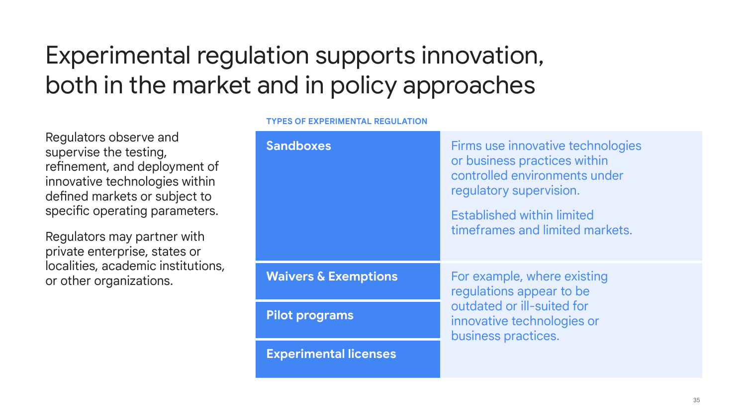# Experimental regulation supports innovation, both in the market and in policy approaches

Regulators observe and supervise the testing, refinement, and deployment of innovative technologies within defined markets or subject to specific operating parameters.

Regulators may partner with private enterprise, states or localities, academic institutions, or other organizations.

**TYPES OF EXPERIMENTAL REGULATION**

| Type | Description |
|---|---|
| **Sandboxes** | Firms use innovative technologies or business practices within controlled environments under regulatory supervision. Established within limited timeframes and limited markets. |
| **Waivers & Exemptions** | For example, where existing regulations appear to be outdated or ill-suited for innovative technologies or business practices. |
| **Pilot programs** | |
| **Experimental licenses** | |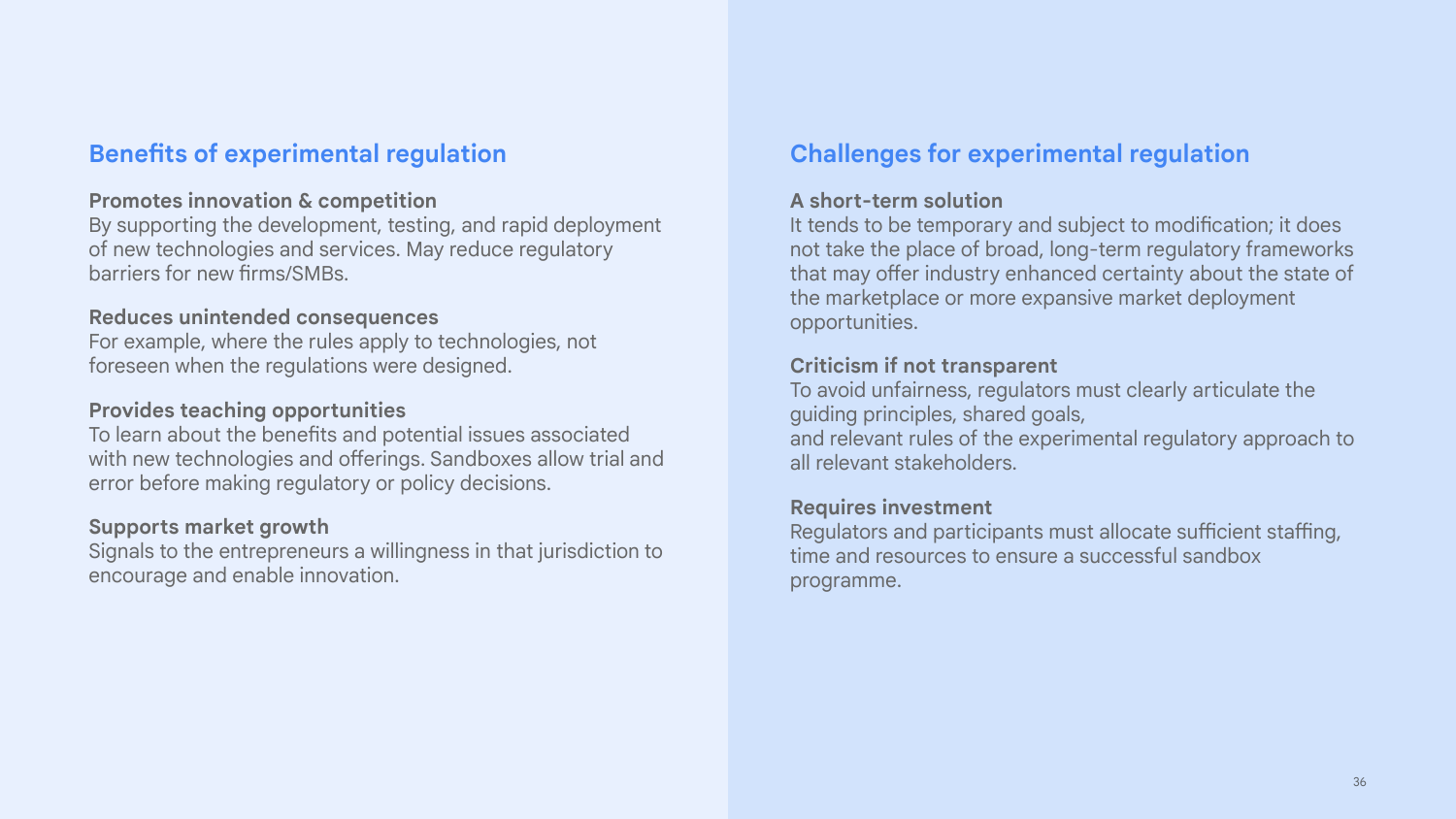## Benefits of experimental regulation

**Promotes innovation & competition**
By supporting the development, testing, and rapid deployment of new technologies and services. May reduce regulatory barriers for new firms/SMBs.

**Reduces unintended consequences**
For example, where the rules apply to technologies, not foreseen when the regulations were designed.

**Provides teaching opportunities**
To learn about the benefits and potential issues associated with new technologies and offerings. Sandboxes allow trial and error before making regulatory or policy decisions.

**Supports market growth**
Signals to the entrepreneurs a willingness in that jurisdiction to encourage and enable innovation.

## Challenges for experimental regulation

**A short-term solution**
It tends to be temporary and subject to modification; it does not take the place of broad, long-term regulatory frameworks that may offer industry enhanced certainty about the state of the marketplace or more expansive market deployment opportunities.

**Criticism if not transparent**
To avoid unfairness, regulators must clearly articulate the guiding principles, shared goals,
and relevant rules of the experimental regulatory approach to all relevant stakeholders.

**Requires investment**
Regulators and participants must allocate sufficient staffing, time and resources to ensure a successful sandbox programme.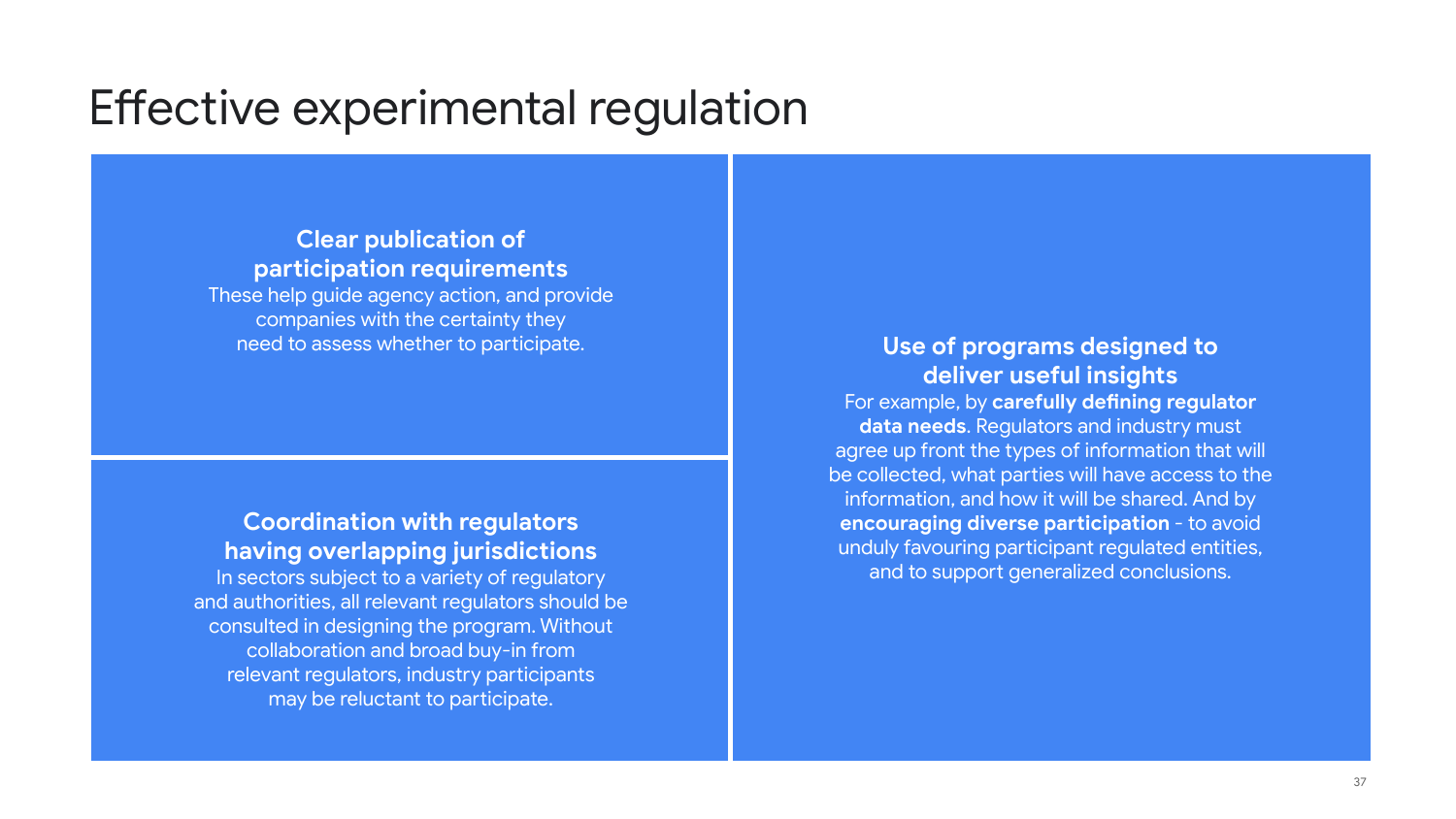# Effective experimental regulation

### Clear publication of participation requirements

These help guide agency action, and provide companies with the certainty they need to assess whether to participate.

### Coordination with regulators having overlapping jurisdictions

In sectors subject to a variety of regulatory and authorities, all relevant regulators should be consulted in designing the program. Without collaboration and broad buy-in from relevant regulators, industry participants may be reluctant to participate.

### Use of programs designed to deliver useful insights

For example, by **carefully defining regulator data needs**. Regulators and industry must agree up front the types of information that will be collected, what parties will have access to the information, and how it will be shared. And by **encouraging diverse participation** - to avoid unduly favouring participant regulated entities, and to support generalized conclusions.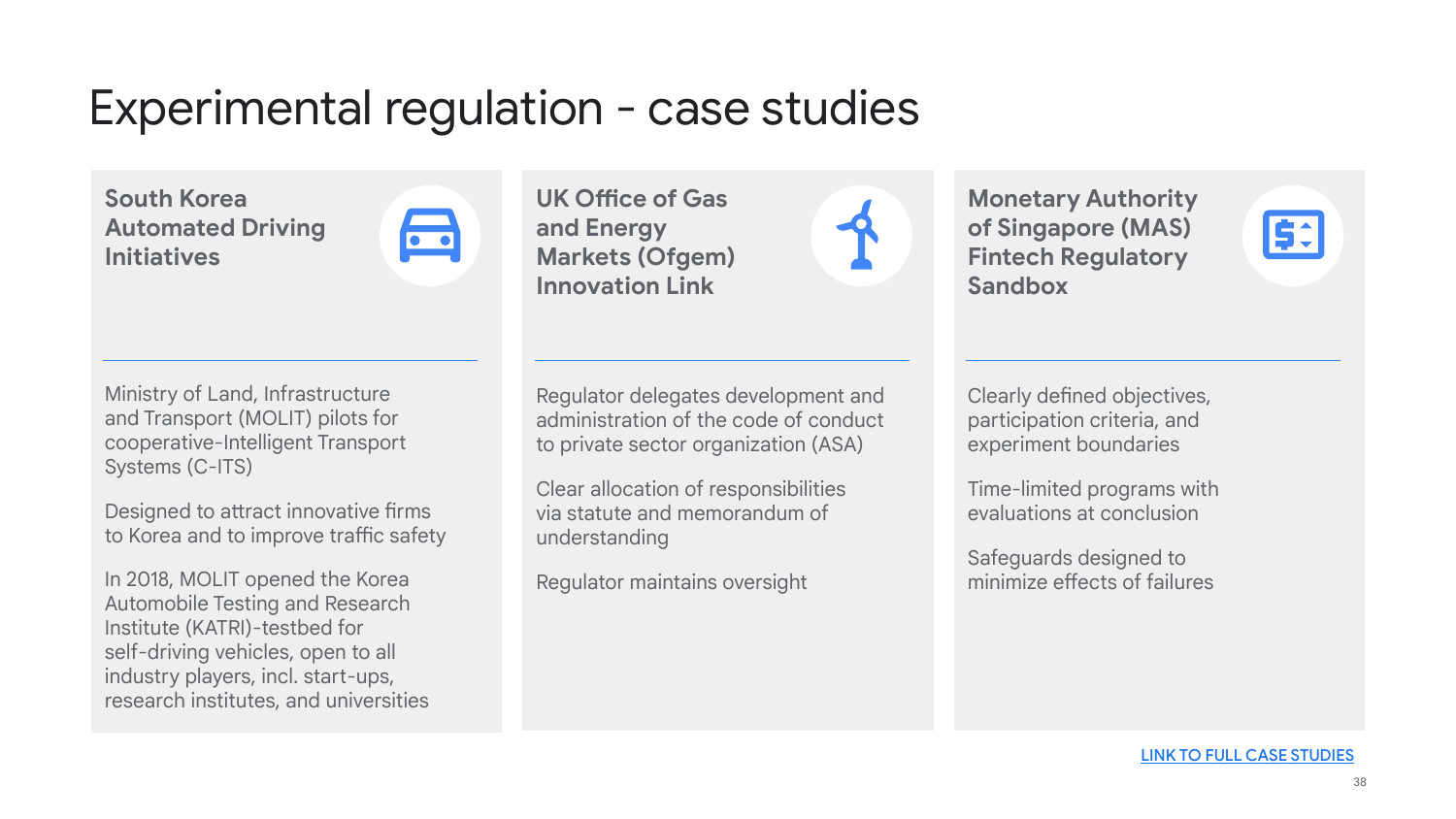# Experimental regulation - case studies

### South Korea Automated Driving Initiatives

Ministry of Land, Infrastructure and Transport (MOLIT) pilots for cooperative-Intelligent Transport Systems (C-ITS)

Designed to attract innovative firms to Korea and to improve traffic safety

In 2018, MOLIT opened the Korea Automobile Testing and Research Institute (KATRI)-testbed for self-driving vehicles, open to all industry players, incl. start-ups, research institutes, and universities

### UK Office of Gas and Energy Markets (Ofgem) Innovation Link

Regulator delegates development and administration of the code of conduct to private sector organization (ASA)

Clear allocation of responsibilities via statute and memorandum of understanding

Regulator maintains oversight

### Monetary Authority of Singapore (MAS) Fintech Regulatory Sandbox

Clearly defined objectives, participation criteria, and experiment boundaries

Time-limited programs with evaluations at conclusion

Safeguards designed to minimize effects of failures

LINK TO FULL CASE STUDIES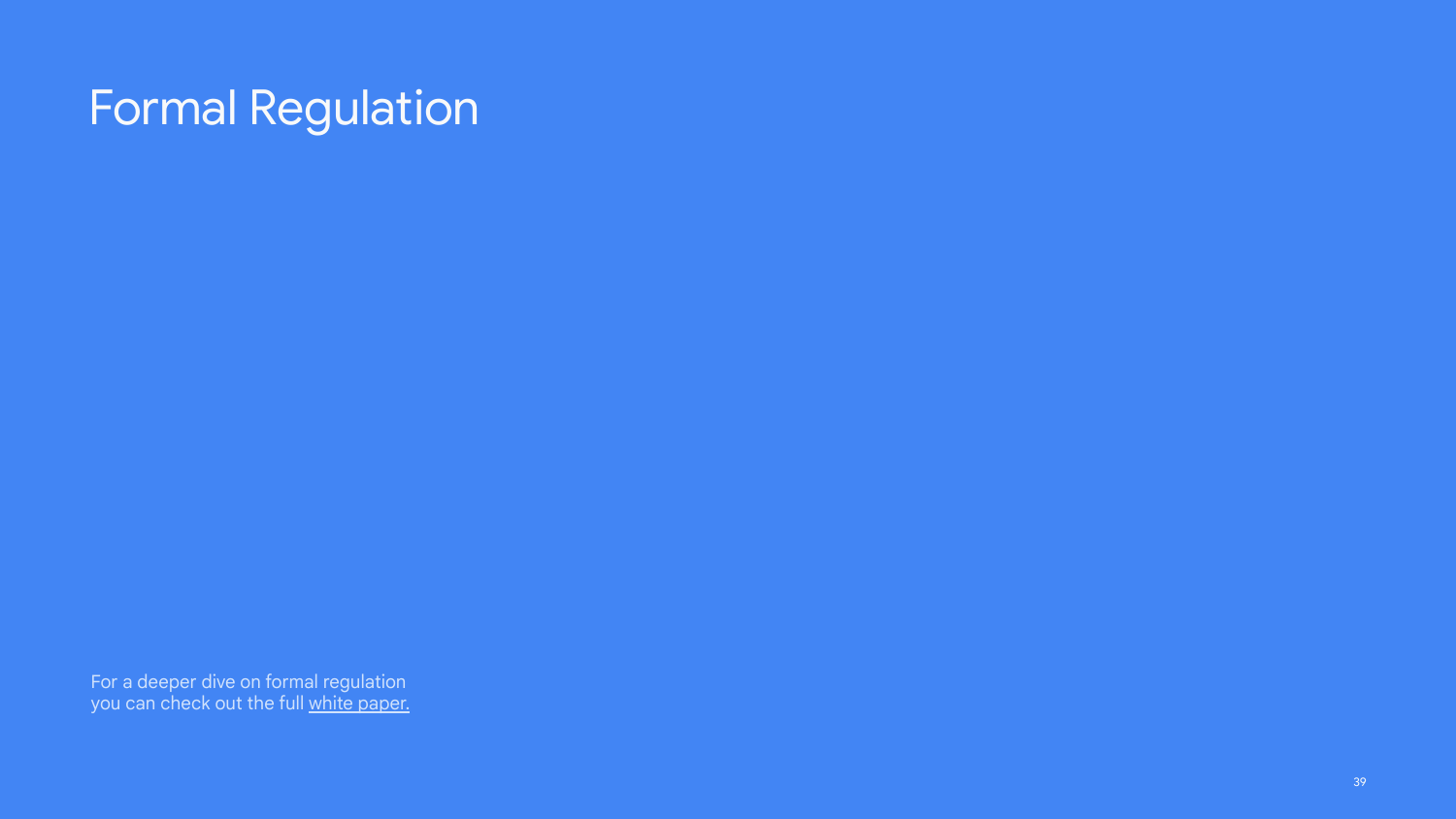# Formal Regulation

For a deeper dive on formal regulation you can check out the full white paper.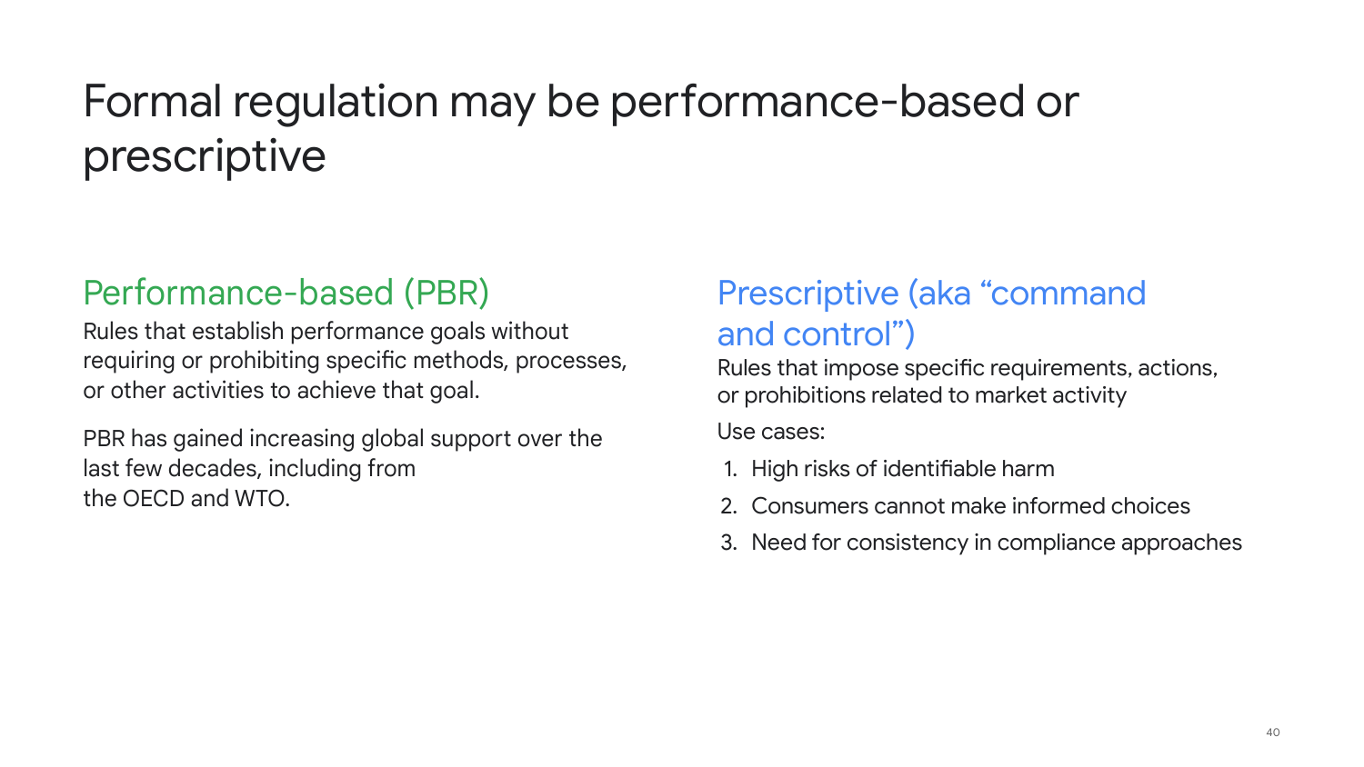# Formal regulation may be performance-based or prescriptive

## Performance-based (PBR)

Rules that establish performance goals without requiring or prohibiting specific methods, processes, or other activities to achieve that goal.

PBR has gained increasing global support over the last few decades, including from the OECD and WTO.

## Prescriptive (aka "command and control")

Rules that impose specific requirements, actions, or prohibitions related to market activity

Use cases:

1. High risks of identifiable harm
2. Consumers cannot make informed choices
3. Need for consistency in compliance approaches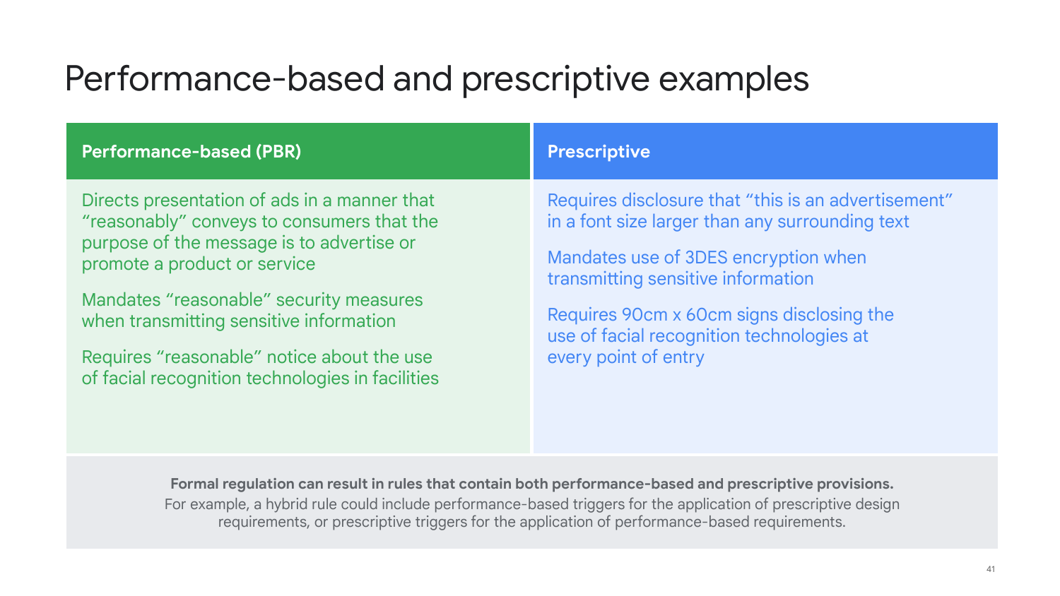# Performance-based and prescriptive examples

| Performance-based (PBR) | Prescriptive |
| --- | --- |
| Directs presentation of ads in a manner that "reasonably" conveys to consumers that the purpose of the message is to advertise or promote a product or service | Requires disclosure that "this is an advertisement" in a font size larger than any surrounding text |
| Mandates "reasonable" security measures when transmitting sensitive information | Mandates use of 3DES encryption when transmitting sensitive information |
| Requires "reasonable" notice about the use of facial recognition technologies in facilities | Requires 90cm x 60cm signs disclosing the use of facial recognition technologies at every point of entry |

**Formal regulation can result in rules that contain both performance-based and prescriptive provisions.**
For example, a hybrid rule could include performance-based triggers for the application of prescriptive design requirements, or prescriptive triggers for the application of performance-based requirements.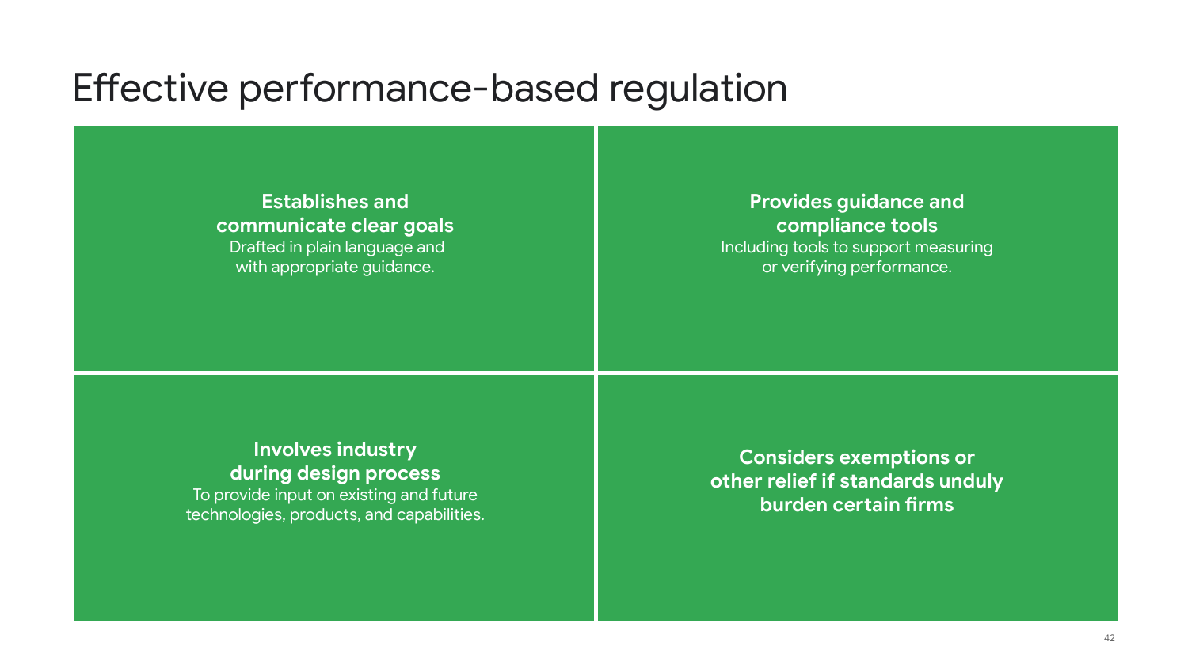# Effective performance-based regulation

**Establishes and communicate clear goals**
Drafted in plain language and with appropriate guidance.

**Provides guidance and compliance tools**
Including tools to support measuring or verifying performance.

**Involves industry during design process**
To provide input on existing and future technologies, products, and capabilities.

**Considers exemptions or other relief if standards unduly burden certain firms**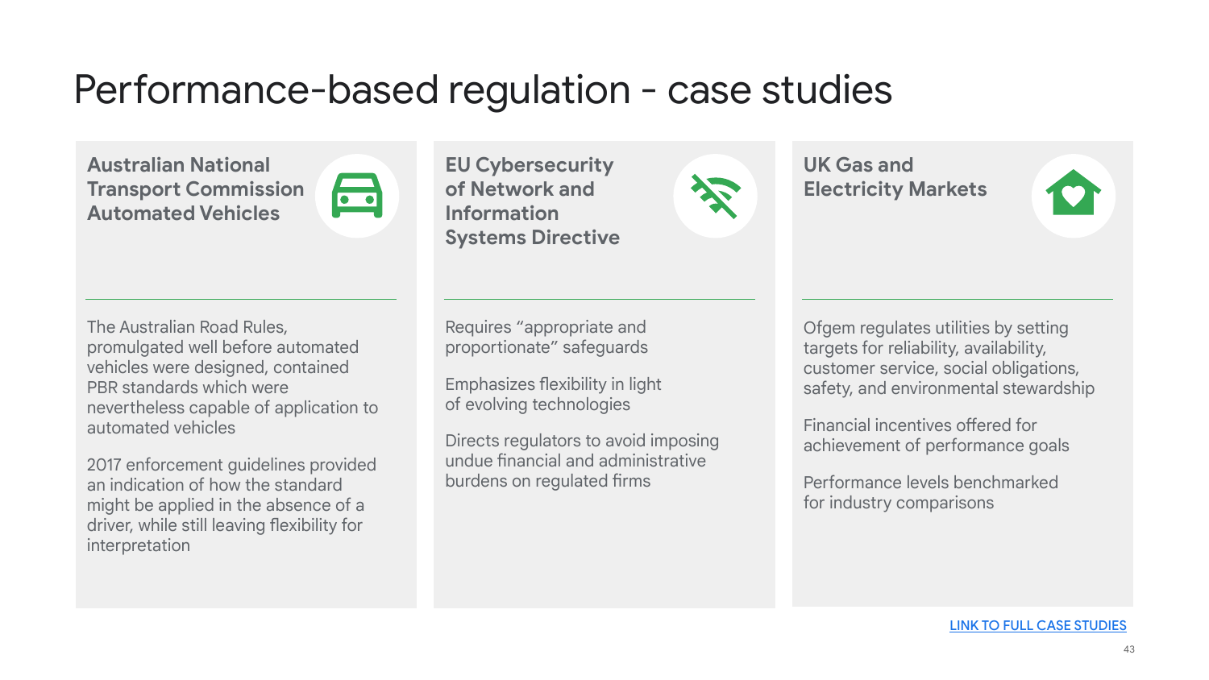# Performance-based regulation - case studies

## Australian National Transport Commission Automated Vehicles

The Australian Road Rules, promulgated well before automated vehicles were designed, contained PBR standards which were nevertheless capable of application to automated vehicles

2017 enforcement guidelines provided an indication of how the standard might be applied in the absence of a driver, while still leaving flexibility for interpretation

## EU Cybersecurity of Network and Information Systems Directive

Requires "appropriate and proportionate" safeguards

Emphasizes flexibility in light of evolving technologies

Directs regulators to avoid imposing undue financial and administrative burdens on regulated firms

## UK Gas and Electricity Markets

Ofgem regulates utilities by setting targets for reliability, availability, customer service, social obligations, safety, and environmental stewardship

Financial incentives offered for achievement of performance goals

Performance levels benchmarked for industry comparisons

LINK TO FULL CASE STUDIES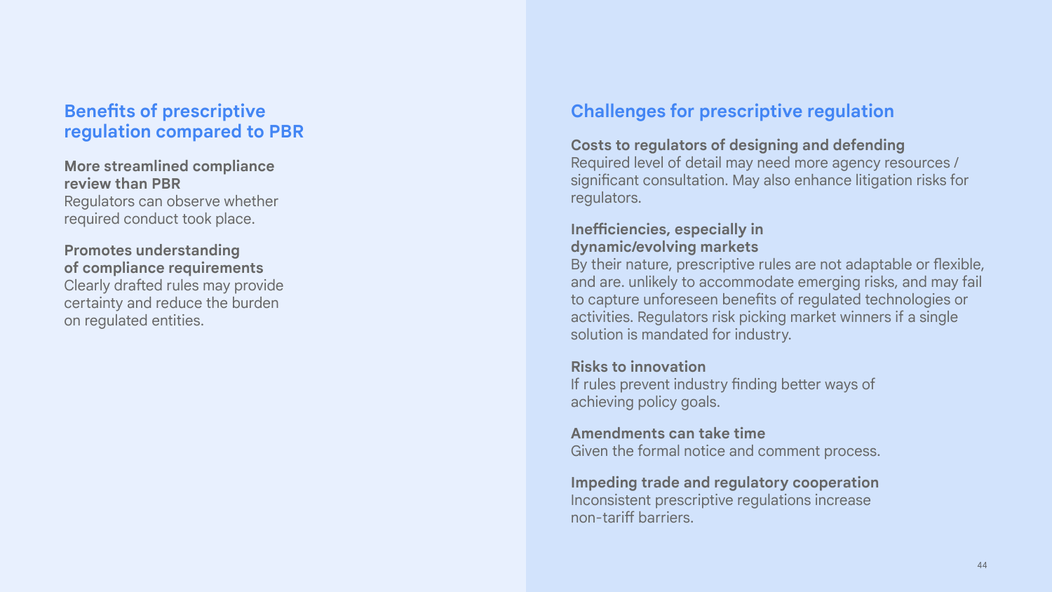## Benefits of prescriptive regulation compared to PBR

**More streamlined compliance review than PBR**
Regulators can observe whether required conduct took place.

**Promotes understanding of compliance requirements**
Clearly drafted rules may provide certainty and reduce the burden on regulated entities.

## Challenges for prescriptive regulation

**Costs to regulators of designing and defending**
Required level of detail may need more agency resources / significant consultation. May also enhance litigation risks for regulators.

**Inefficiencies, especially in dynamic/evolving markets**
By their nature, prescriptive rules are not adaptable or flexible, and are. unlikely to accommodate emerging risks, and may fail to capture unforeseen benefits of regulated technologies or activities. Regulators risk picking market winners if a single solution is mandated for industry.

**Risks to innovation**
If rules prevent industry finding better ways of achieving policy goals.

**Amendments can take time**
Given the formal notice and comment process.

**Impeding trade and regulatory cooperation**
Inconsistent prescriptive regulations increase non-tariff barriers.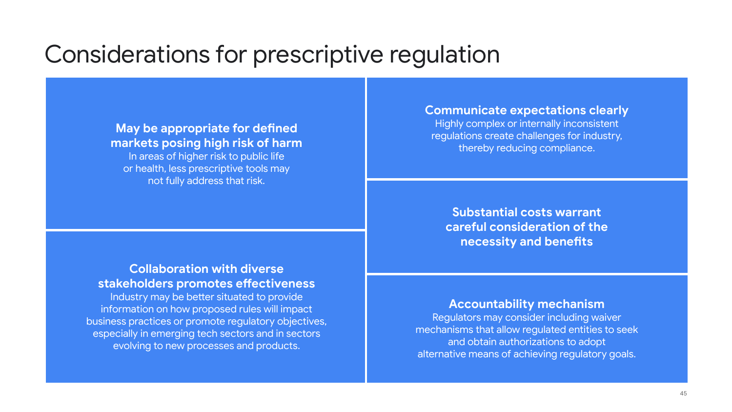# Considerations for prescriptive regulation

**May be appropriate for defined markets posing high risk of harm**
In areas of higher risk to public life or health, less prescriptive tools may not fully address that risk.

**Collaboration with diverse stakeholders promotes effectiveness**
Industry may be better situated to provide information on how proposed rules will impact business practices or promote regulatory objectives, especially in emerging tech sectors and in sectors evolving to new processes and products.

**Communicate expectations clearly**
Highly complex or internally inconsistent regulations create challenges for industry, thereby reducing compliance.

**Substantial costs warrant careful consideration of the necessity and benefits**

**Accountability mechanism**
Regulators may consider including waiver mechanisms that allow regulated entities to seek and obtain authorizations to adopt alternative means of achieving regulatory goals.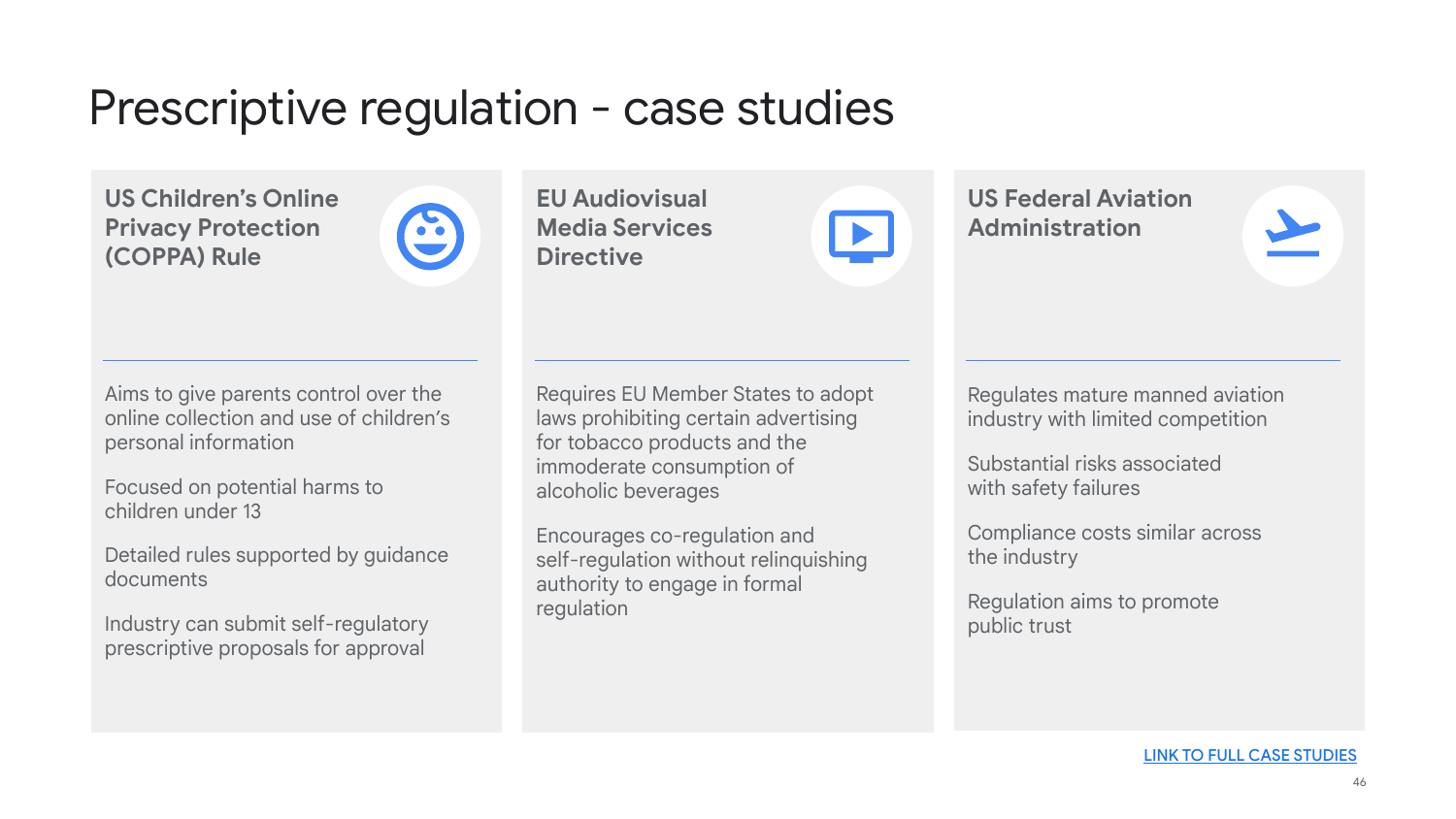# Prescriptive regulation - case studies

### US Children's Online Privacy Protection (COPPA) Rule

Aims to give parents control over the online collection and use of children's personal information

Focused on potential harms to children under 13

Detailed rules supported by guidance documents

Industry can submit self-regulatory prescriptive proposals for approval

### EU Audiovisual Media Services Directive

Requires EU Member States to adopt laws prohibiting certain advertising for tobacco products and the immoderate consumption of alcoholic beverages

Encourages co-regulation and self-regulation without relinquishing authority to engage in formal regulation

### US Federal Aviation Administration

Regulates mature manned aviation industry with limited competition

Substantial risks associated with safety failures

Compliance costs similar across the industry

Regulation aims to promote public trust

LINK TO FULL CASE STUDIES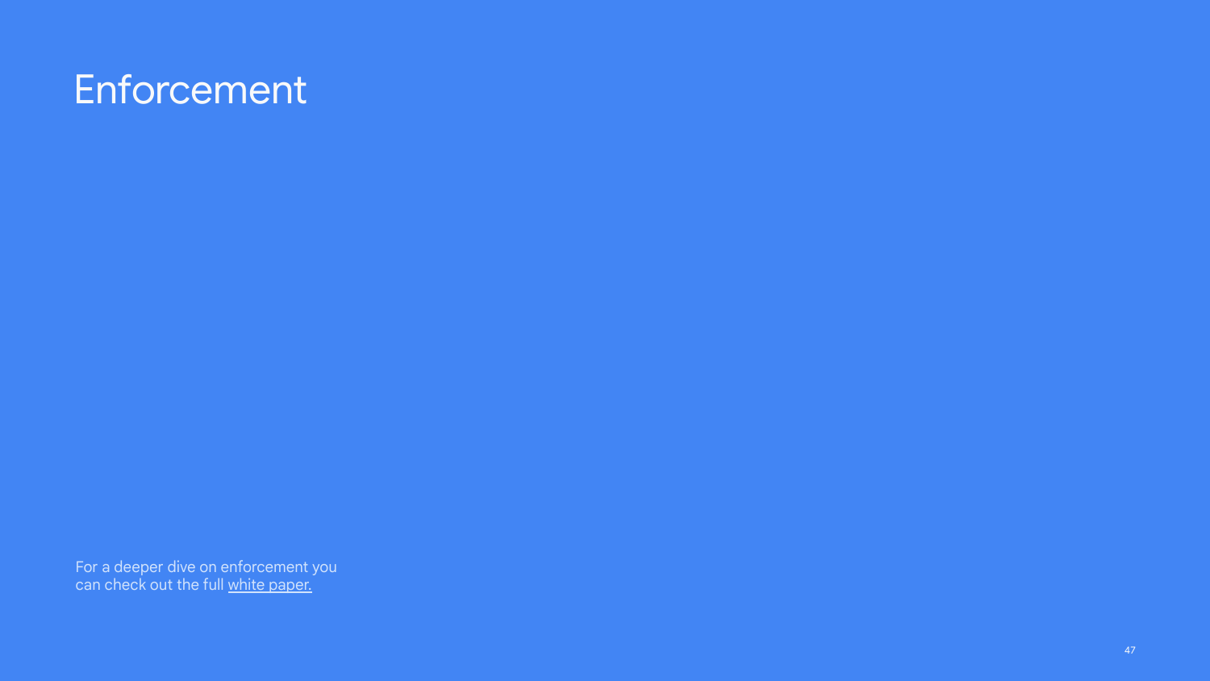# Enforcement

For a deeper dive on enforcement you can check out the full white paper.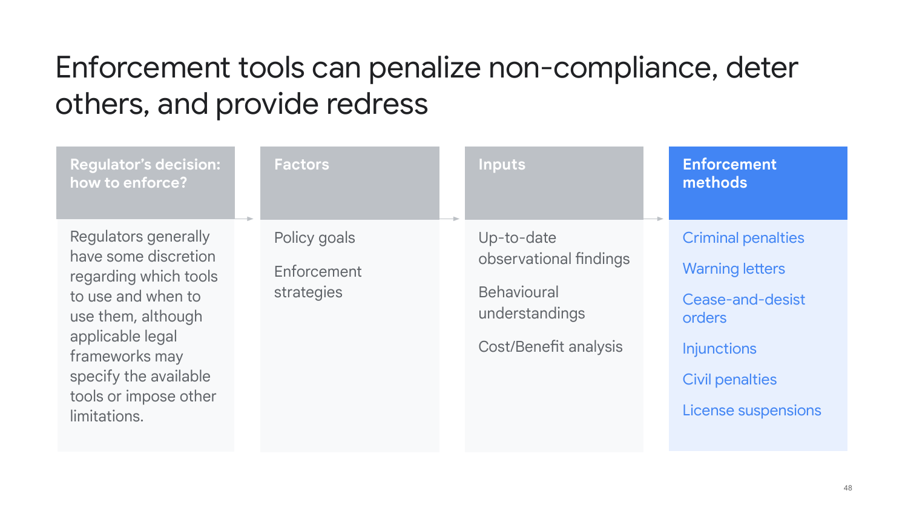# Enforcement tools can penalize non-compliance, deter others, and provide redress

| Regulator's decision: how to enforce? | Factors | Inputs | Enforcement methods |
| --- | --- | --- | --- |
| Regulators generally have some discretion regarding which tools to use and when to use them, although applicable legal frameworks may specify the available tools or impose other limitations. | Policy goals<br><br>Enforcement strategies | Up-to-date observational findings<br><br>Behavioural understandings<br><br>Cost/Benefit analysis | Criminal penalties<br><br>Warning letters<br><br>Cease-and-desist orders<br><br>Injunctions<br><br>Civil penalties<br><br>License suspensions |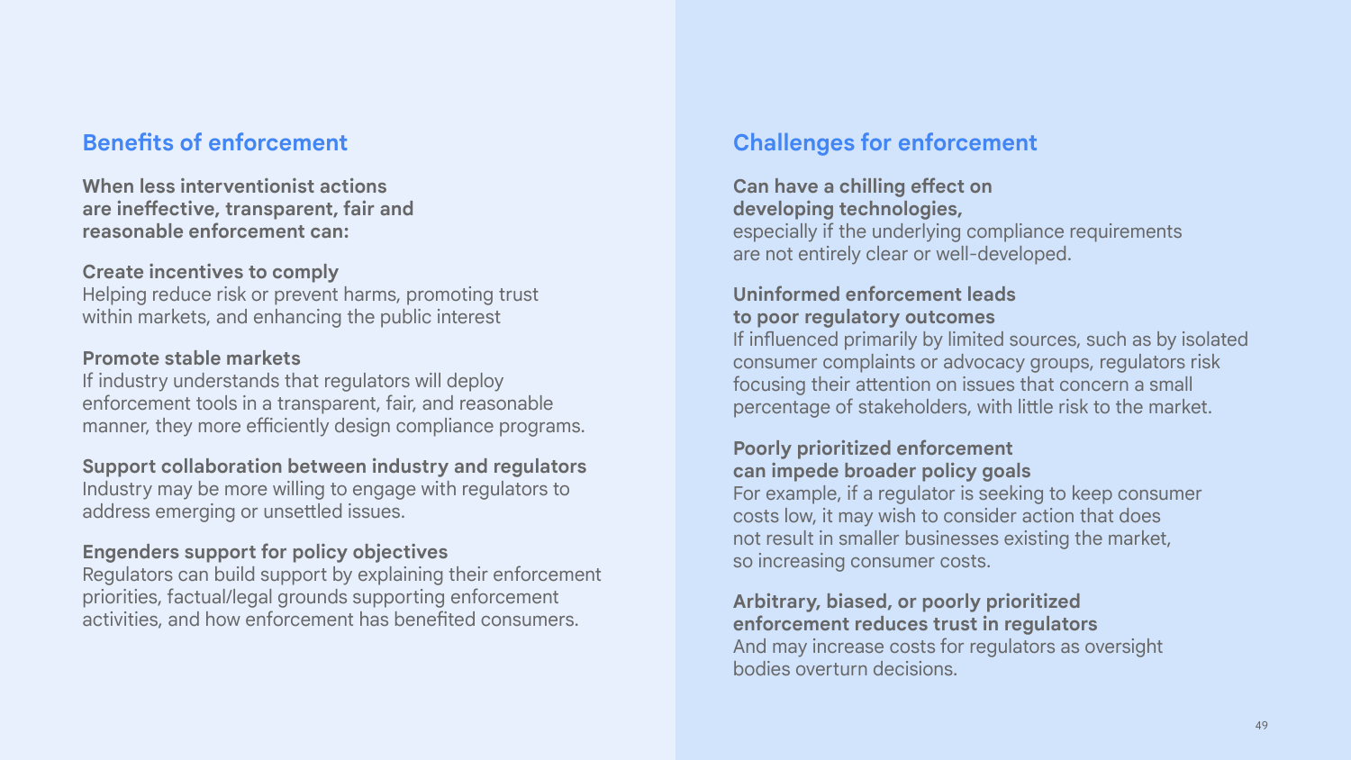## Benefits of enforcement

**When less interventionist actions are ineffective, transparent, fair and reasonable enforcement can:**

**Create incentives to comply**
Helping reduce risk or prevent harms, promoting trust within markets, and enhancing the public interest

**Promote stable markets**
If industry understands that regulators will deploy enforcement tools in a transparent, fair, and reasonable manner, they more efficiently design compliance programs.

**Support collaboration between industry and regulators**
Industry may be more willing to engage with regulators to address emerging or unsettled issues.

**Engenders support for policy objectives**
Regulators can build support by explaining their enforcement priorities, factual/legal grounds supporting enforcement activities, and how enforcement has benefited consumers.

## Challenges for enforcement

**Can have a chilling effect on developing technologies,**
especially if the underlying compliance requirements are not entirely clear or well-developed.

**Uninformed enforcement leads to poor regulatory outcomes**
If influenced primarily by limited sources, such as by isolated consumer complaints or advocacy groups, regulators risk focusing their attention on issues that concern a small percentage of stakeholders, with little risk to the market.

**Poorly prioritized enforcement can impede broader policy goals**
For example, if a regulator is seeking to keep consumer costs low, it may wish to consider action that does not result in smaller businesses existing the market, so increasing consumer costs.

**Arbitrary, biased, or poorly prioritized enforcement reduces trust in regulators**
And may increase costs for regulators as oversight bodies overturn decisions.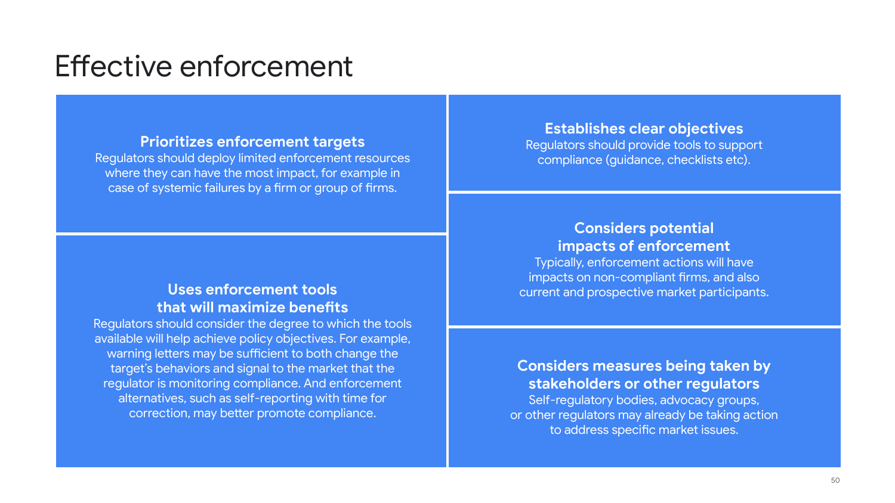# Effective enforcement

**Prioritizes enforcement targets**
Regulators should deploy limited enforcement resources where they can have the most impact, for example in case of systemic failures by a firm or group of firms.

**Uses enforcement tools that will maximize benefits**
Regulators should consider the degree to which the tools available will help achieve policy objectives. For example, warning letters may be sufficient to both change the target's behaviors and signal to the market that the regulator is monitoring compliance. And enforcement alternatives, such as self-reporting with time for correction, may better promote compliance.

**Establishes clear objectives**
Regulators should provide tools to support compliance (guidance, checklists etc).

**Considers potential impacts of enforcement**
Typically, enforcement actions will have impacts on non-compliant firms, and also current and prospective market participants.

**Considers measures being taken by stakeholders or other regulators**
Self-regulatory bodies, advocacy groups, or other regulators may already be taking action to address specific market issues.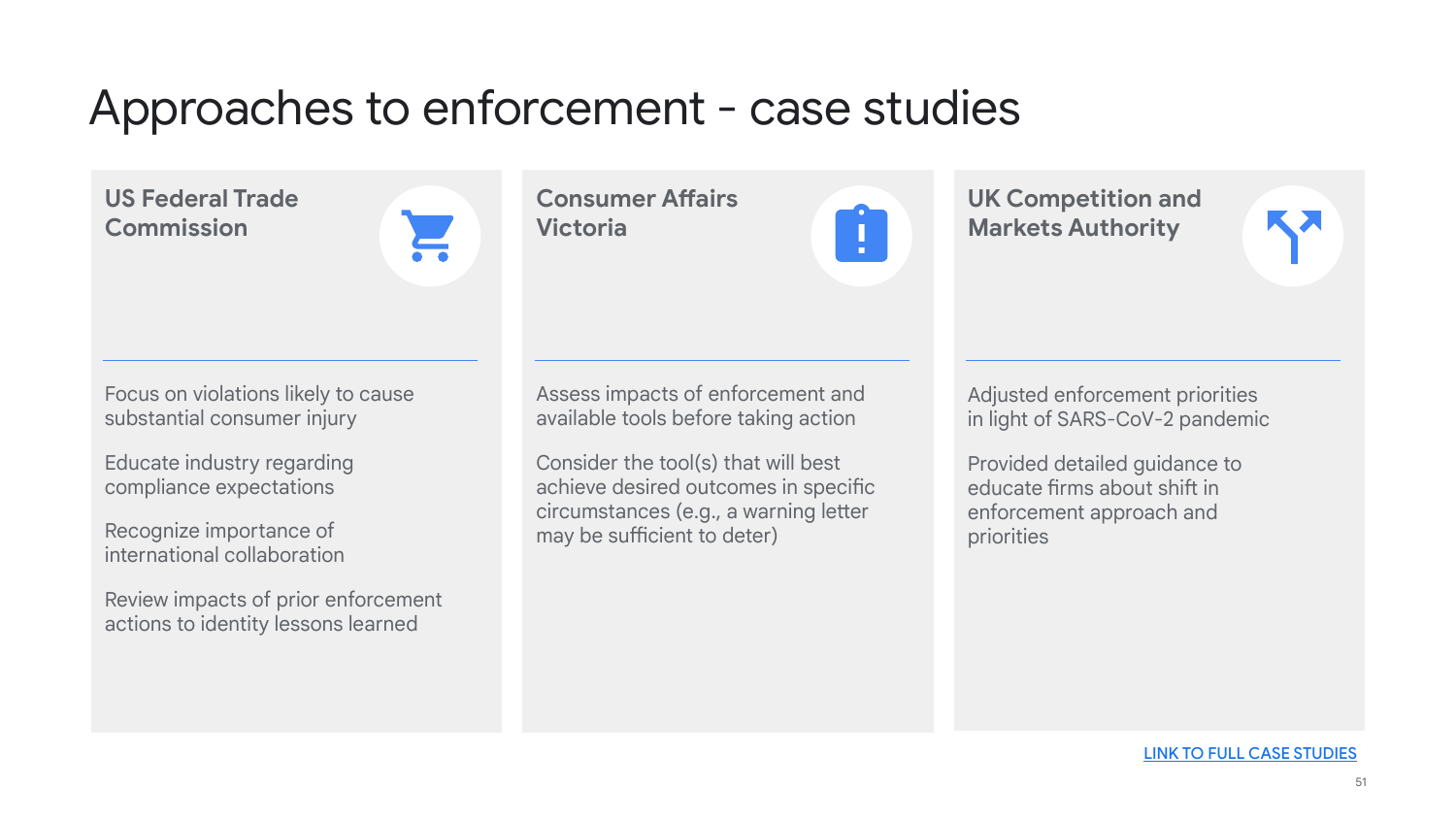# Approaches to enforcement - case studies

## US Federal Trade Commission

Focus on violations likely to cause substantial consumer injury

Educate industry regarding compliance expectations

Recognize importance of international collaboration

Review impacts of prior enforcement actions to identity lessons learned

## Consumer Affairs Victoria

Assess impacts of enforcement and available tools before taking action

Consider the tool(s) that will best achieve desired outcomes in specific circumstances (e.g., a warning letter may be sufficient to deter)

## UK Competition and Markets Authority

Adjusted enforcement priorities in light of SARS-CoV-2 pandemic

Provided detailed guidance to educate firms about shift in enforcement approach and priorities

LINK TO FULL CASE STUDIES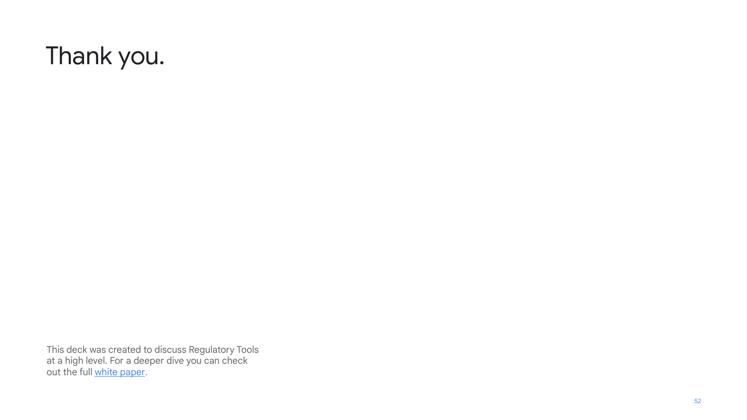# Thank you.

This deck was created to discuss Regulatory Tools at a high level. For a deeper dive you can check out the full white paper.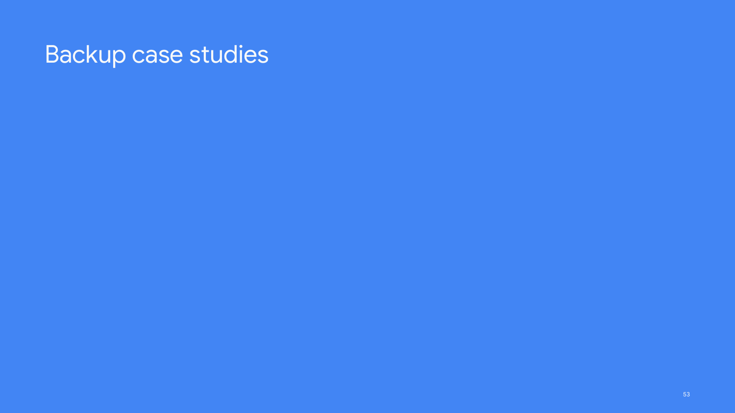# Backup case studies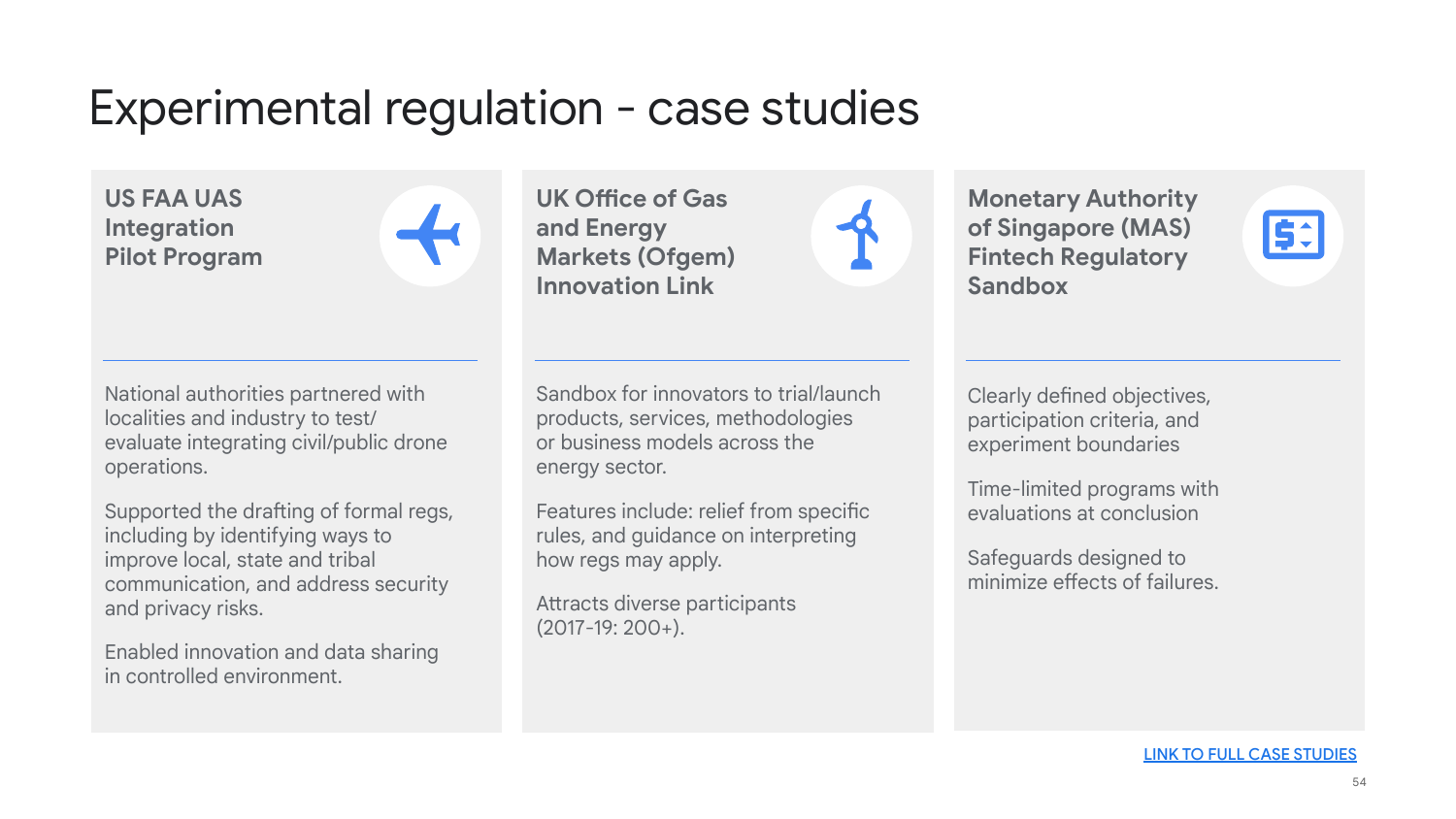# Experimental regulation - case studies

### US FAA UAS Integration Pilot Program

National authorities partnered with localities and industry to test/ evaluate integrating civil/public drone operations.

Supported the drafting of formal regs, including by identifying ways to improve local, state and tribal communication, and address security and privacy risks.

Enabled innovation and data sharing in controlled environment.

### UK Office of Gas and Energy Markets (Ofgem) Innovation Link

Sandbox for innovators to trial/launch products, services, methodologies or business models across the energy sector.

Features include: relief from specific rules, and guidance on interpreting how regs may apply.

Attracts diverse participants (2017-19: 200+).

### Monetary Authority of Singapore (MAS) Fintech Regulatory Sandbox

Clearly defined objectives, participation criteria, and experiment boundaries

Time-limited programs with evaluations at conclusion

Safeguards designed to minimize effects of failures.

LINK TO FULL CASE STUDIES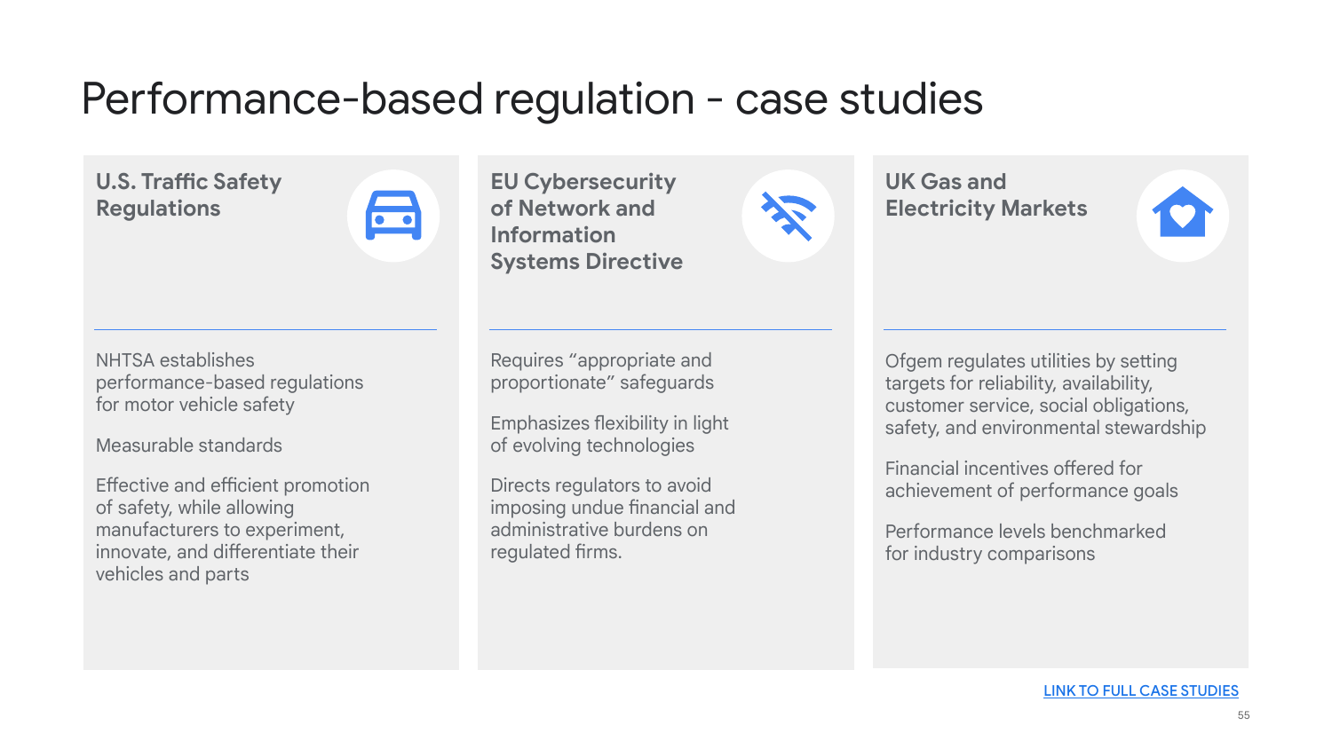# Performance-based regulation - case studies

## U.S. Traffic Safety Regulations

NHTSA establishes performance-based regulations for motor vehicle safety

Measurable standards

Effective and efficient promotion of safety, while allowing manufacturers to experiment, innovate, and differentiate their vehicles and parts

## EU Cybersecurity of Network and Information Systems Directive

Requires “appropriate and proportionate” safeguards

Emphasizes flexibility in light of evolving technologies

Directs regulators to avoid imposing undue financial and administrative burdens on regulated firms.

## UK Gas and Electricity Markets

Ofgem regulates utilities by setting targets for reliability, availability, customer service, social obligations, safety, and environmental stewardship

Financial incentives offered for achievement of performance goals

Performance levels benchmarked for industry comparisons

LINK TO FULL CASE STUDIES